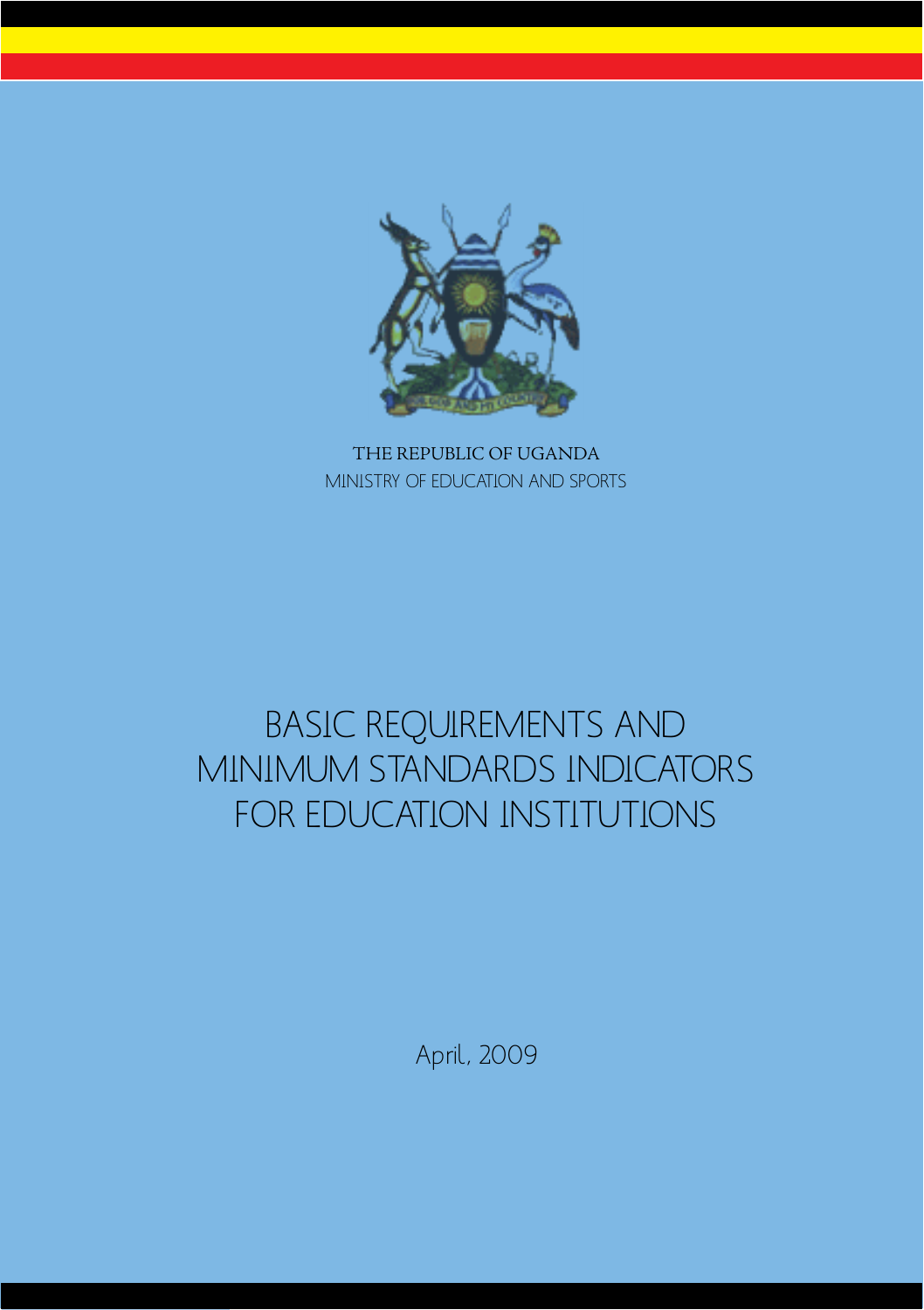THE REPUBLIC OF UGANDA

MINISTRY OF EDUCATION AND SPORTS

# BASIC REQUIREMENTS AND MINIMUM STANDARDS INDICATORS FOR EDUCATION INSTITUTIONS

April, 2009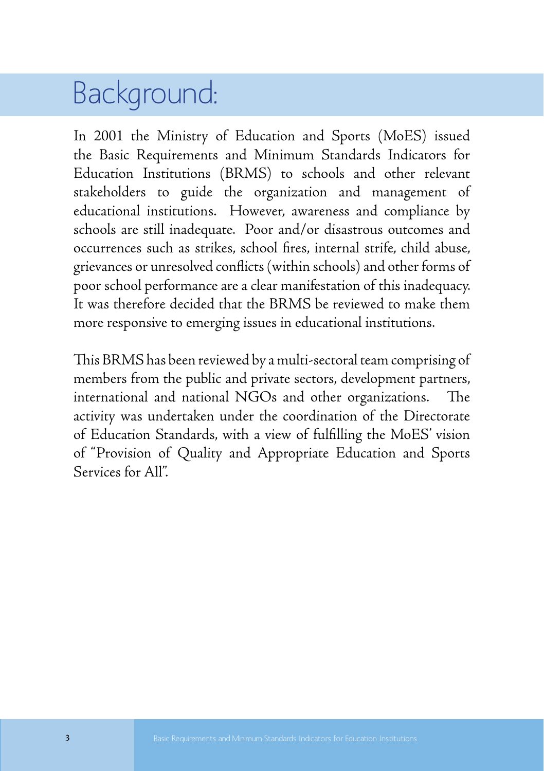# Background:

In 2001 the Ministry of Education and Sports (MoES) issued the Basic Requirements and Minimum Standards Indicators for Education Institutions (BRMS) to schools and other relevant stakeholders to guide the organization and management of educational institutions. However, awareness and compliance by schools are still inadequate. Poor and/or disastrous outcomes and occurrences such as strikes, school fires, internal strife, child abuse, grievances or unresolved conflicts (within schools) and other forms of poor school performance are a clear manifestation of this inadequacy. It was therefore decided that the BRMS be reviewed to make them more responsive to emerging issues in educational institutions.

This BRMS has been reviewed by a multi-sectoral team comprising of members from the public and private sectors, development partners, international and national NGOs and other organizations. The activity was undertaken under the coordination of the Directorate of Education Standards, with a view of fulfilling the MoES' vision of "Provision of Quality and Appropriate Education and Sports Services for All".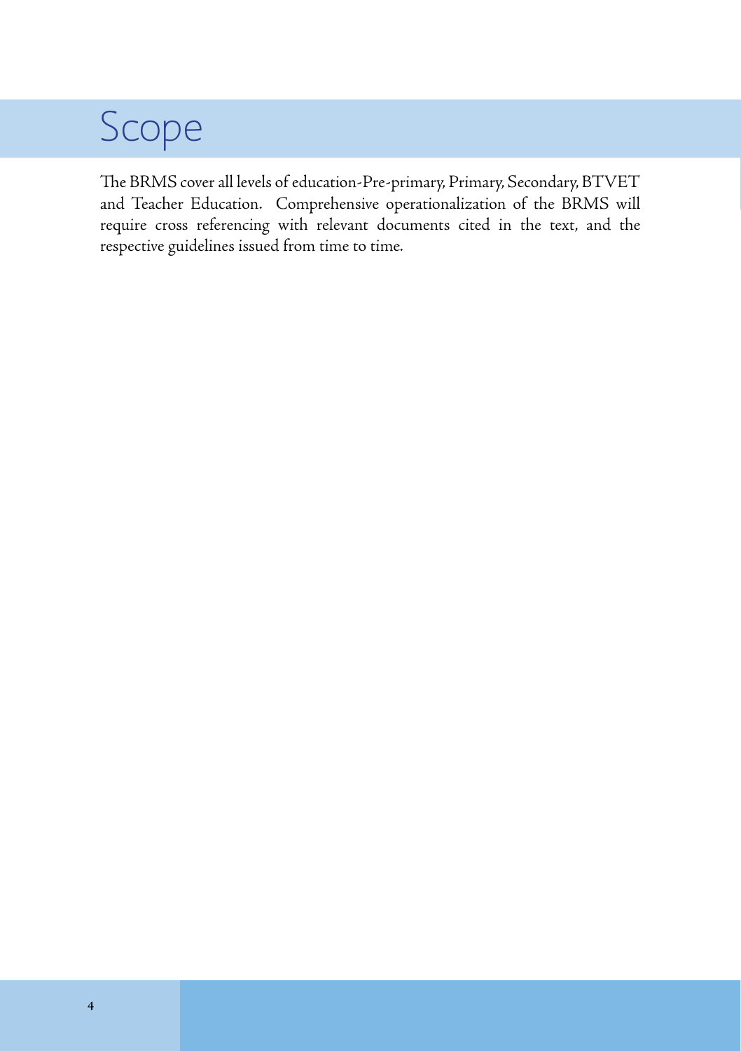# Scope

The BRMS cover all levels of education-Pre-primary, Primary, Secondary, BTVET and Teacher Education. Comprehensive operationalization of the BRMS will require cross referencing with relevant documents cited in the text, and the respective guidelines issued from time to time.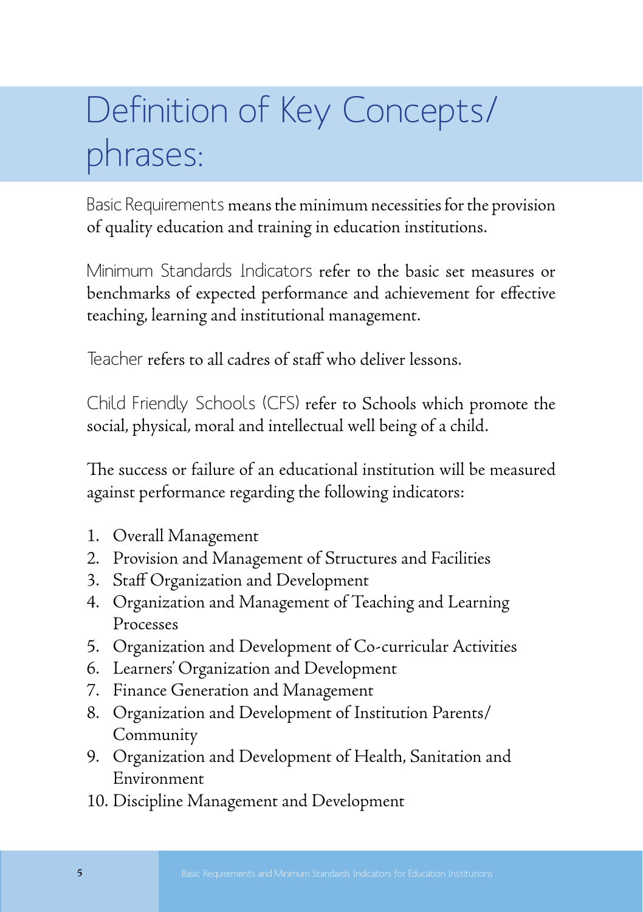# Definition of Key Concepts/ phrases:

Basic Requirements means the minimum necessities for the provision of quality education and training in education institutions.

Minimum Standards Indicators refer to the basic set measures or benchmarks of expected performance and achievement for effective teaching, learning and institutional management.

Teacher refers to all cadres of staff who deliver lessons.

Child Friendly Schools (CFS) refer to Schools which promote the social, physical, moral and intellectual well being of a child.

The success or failure of an educational institution will be measured against performance regarding the following indicators:

1. Overall Management
2. Provision and Management of Structures and Facilities
3. Staff Organization and Development
4. Organization and Management of Teaching and Learning Processes
5. Organization and Development of Co-curricular Activities
6. Learners' Organization and Development
7. Finance Generation and Management
8. Organization and Development of Institution Parents/ Community
9. Organization and Development of Health, Sanitation and Environment
10. Discipline Management and Development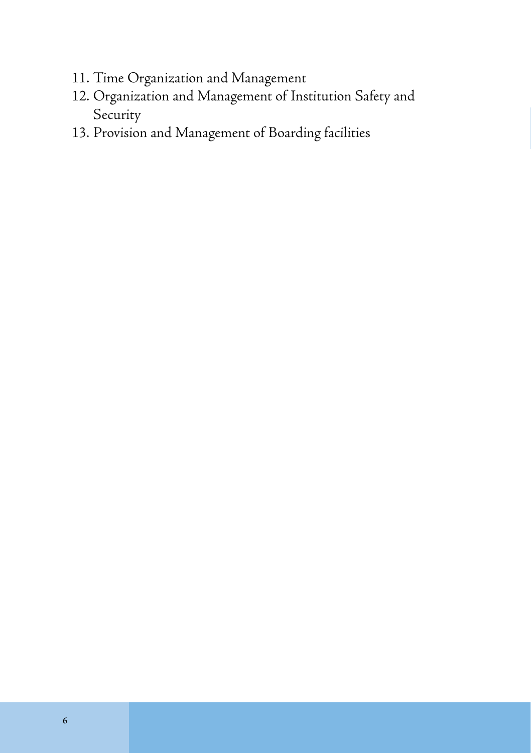11. Time Organization and Management
12. Organization and Management of Institution Safety and Security
13. Provision and Management of Boarding facilities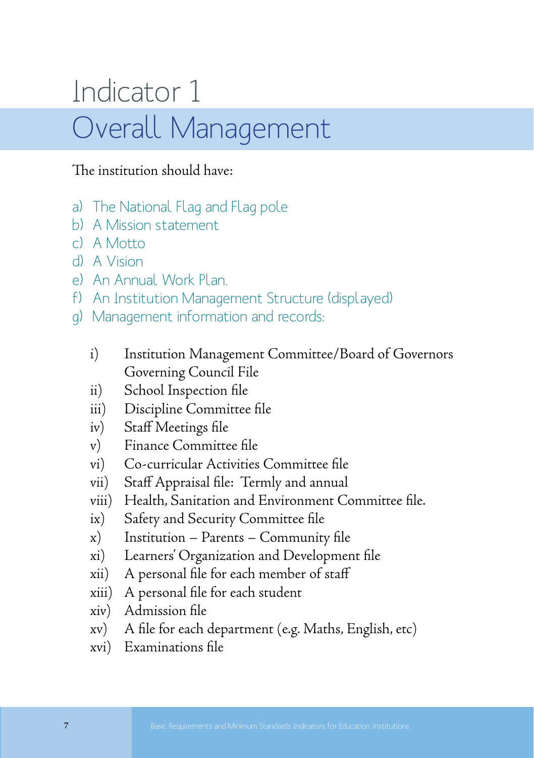# Indicator 1

## Overall Management

The institution should have:

a) The National Flag and Flag pole
b) A Mission statement
c) A Motto
d) A Vision
e) An Annual Work Plan.
f) An Institution Management Structure (displayed)
g) Management information and records:

   i) Institution Management Committee/Board of Governors Governing Council File
   ii) School Inspection file
   iii) Discipline Committee file
   iv) Staff Meetings file
   v) Finance Committee file
   vi) Co-curricular Activities Committee file
   vii) Staff Appraisal file: Termly and annual
   viii) Health, Sanitation and Environment Committee file.
   ix) Safety and Security Committee file
   x) Institution – Parents – Community file
   xi) Learners' Organization and Development file
   xii) A personal file for each member of staff
   xiii) A personal file for each student
   xiv) Admission file
   xv) A file for each department (e.g. Maths, English, etc)
   xvi) Examinations file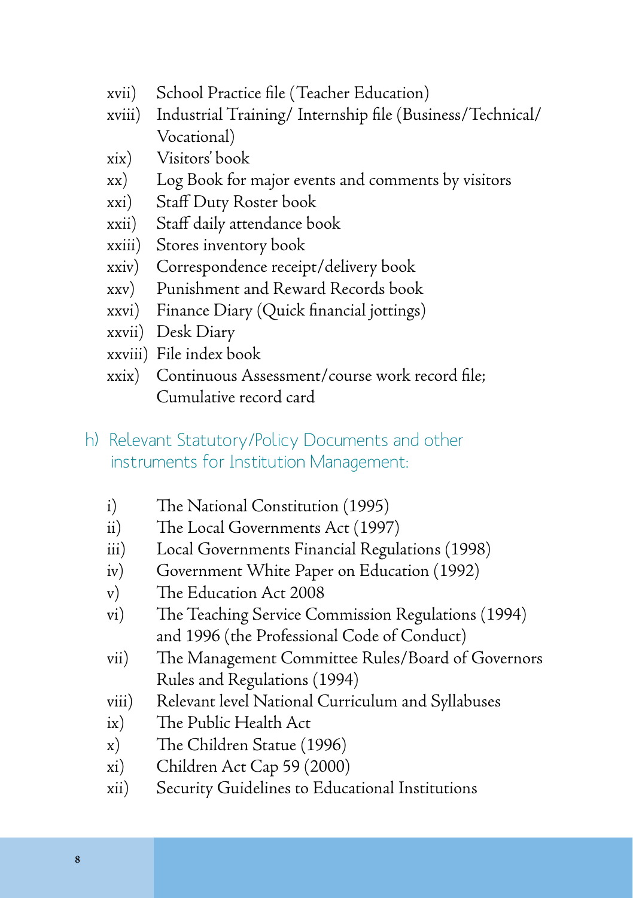xvii) School Practice file (Teacher Education)

xviii) Industrial Training/ Internship file (Business/Technical/ Vocational)

xix) Visitors' book

xx) Log Book for major events and comments by visitors

xxi) Staff Duty Roster book

xxii) Staff daily attendance book

xxiii) Stores inventory book

xxiv) Correspondence receipt/delivery book

xxv) Punishment and Reward Records book

xxvi) Finance Diary (Quick financial jottings)

xxvii) Desk Diary

xxviii) File index book

xxix) Continuous Assessment/course work record file; Cumulative record card

### h) Relevant Statutory/Policy Documents and other instruments for Institution Management:

i) The National Constitution (1995)

ii) The Local Governments Act (1997)

iii) Local Governments Financial Regulations (1998)

iv) Government White Paper on Education (1992)

v) The Education Act 2008

vi) The Teaching Service Commission Regulations (1994) and 1996 (the Professional Code of Conduct)

vii) The Management Committee Rules/Board of Governors Rules and Regulations (1994)

viii) Relevant level National Curriculum and Syllabuses

ix) The Public Health Act

x) The Children Statue (1996)

xi) Children Act Cap 59 (2000)

xii) Security Guidelines to Educational Institutions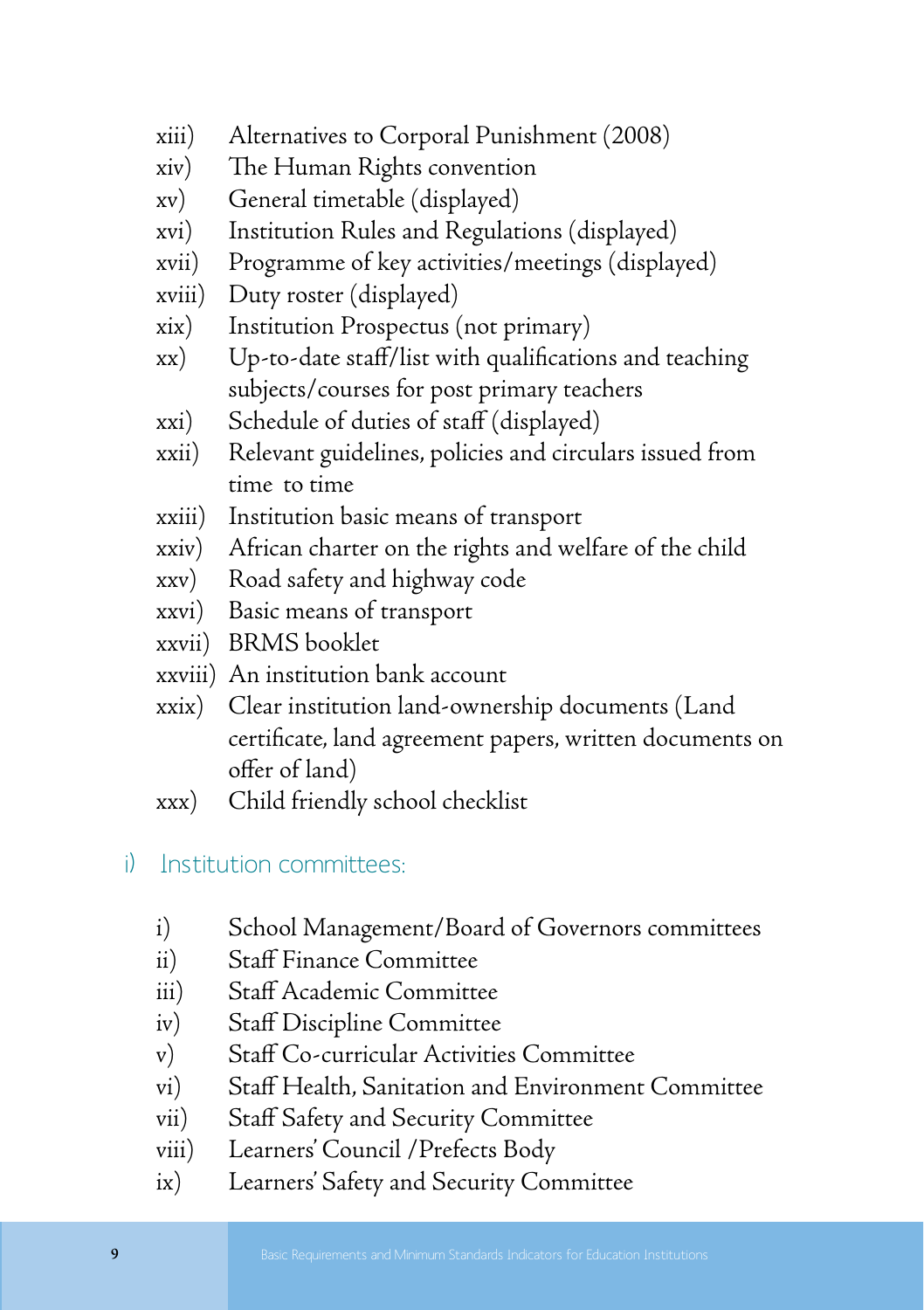xiii) Alternatives to Corporal Punishment (2008)
xiv) The Human Rights convention
xv) General timetable (displayed)
xvi) Institution Rules and Regulations (displayed)
xvii) Programme of key activities/meetings (displayed)
xviii) Duty roster (displayed)
xix) Institution Prospectus (not primary)
xx) Up-to-date staff/list with qualifications and teaching subjects/courses for post primary teachers
xxi) Schedule of duties of staff (displayed)
xxii) Relevant guidelines, policies and circulars issued from time to time
xxiii) Institution basic means of transport
xxiv) African charter on the rights and welfare of the child
xxv) Road safety and highway code
xxvi) Basic means of transport
xxvii) BRMS booklet
xxviii) An institution bank account
xxix) Clear institution land-ownership documents (Land certificate, land agreement papers, written documents on offer of land)
xxx) Child friendly school checklist

## i) Institution committees:

i) School Management/Board of Governors committees
ii) Staff Finance Committee
iii) Staff Academic Committee
iv) Staff Discipline Committee
v) Staff Co-curricular Activities Committee
vi) Staff Health, Sanitation and Environment Committee
vii) Staff Safety and Security Committee
viii) Learners' Council /Prefects Body
ix) Learners' Safety and Security Committee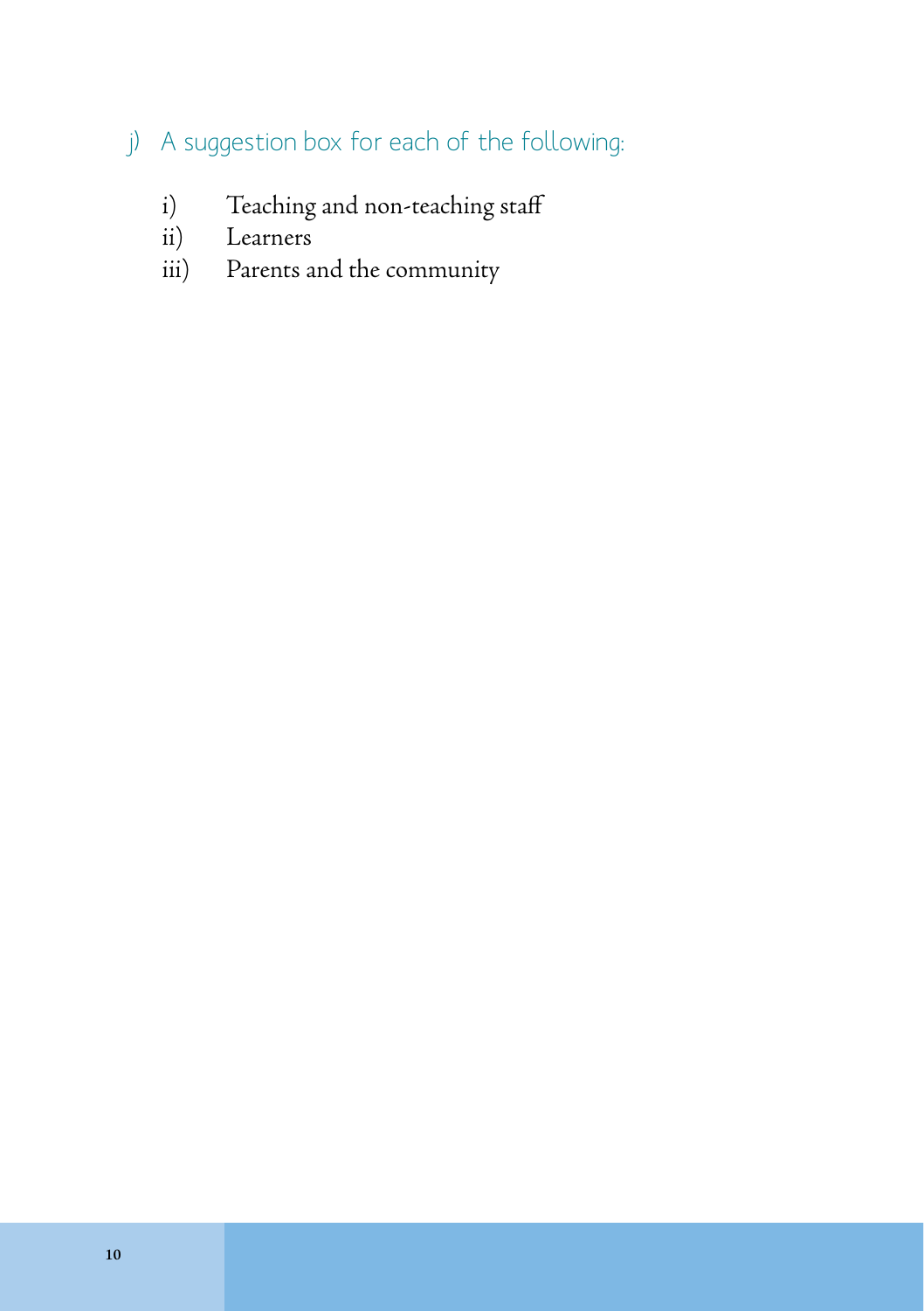j) A suggestion box for each of the following:

i) Teaching and non-teaching staff
ii) Learners
iii) Parents and the community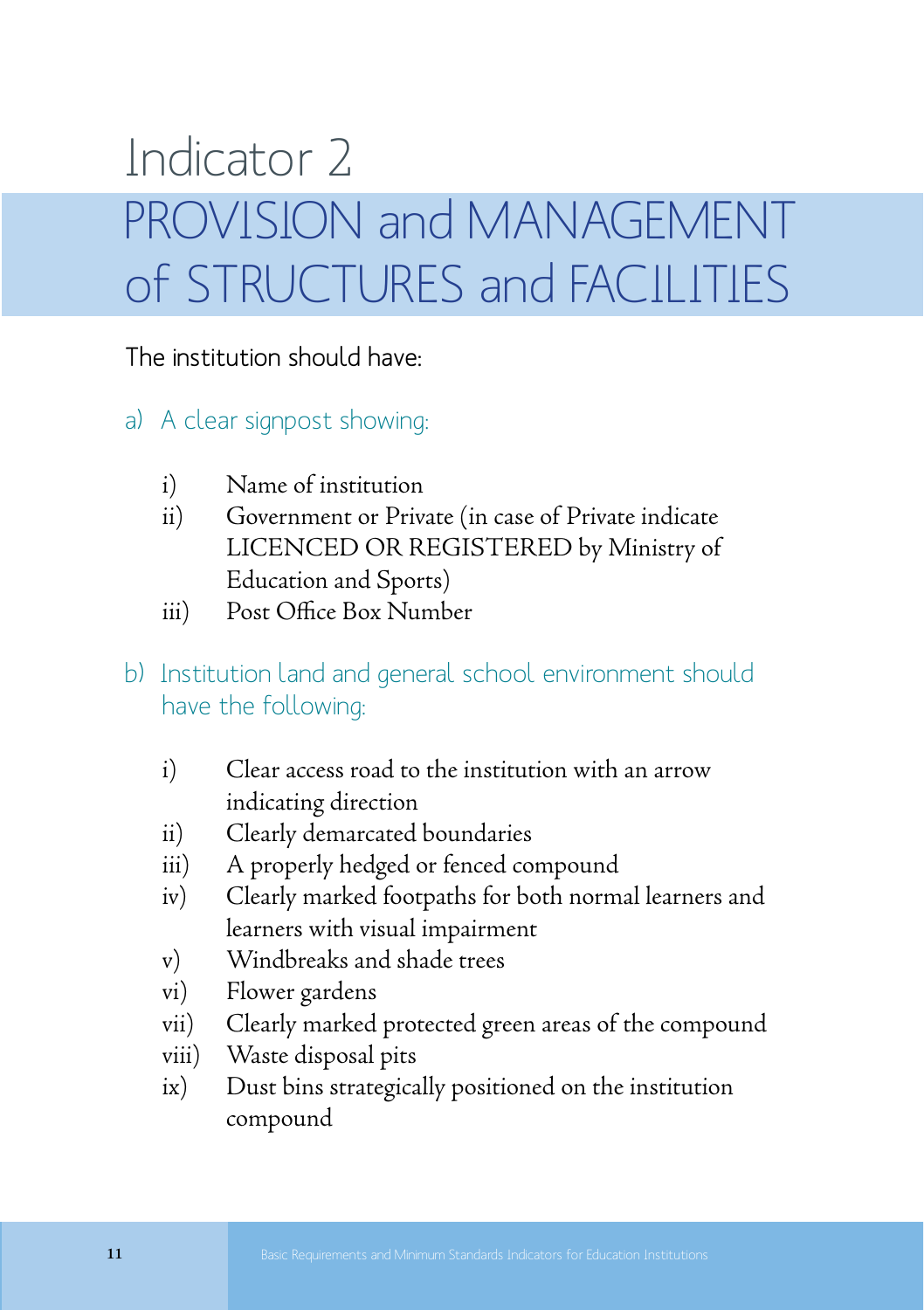# Indicator 2

# PROVISION and MANAGEMENT of STRUCTURES and FACILITIES

The institution should have:

a) A clear signpost showing:

- i) Name of institution
- ii) Government or Private (in case of Private indicate LICENCED OR REGISTERED by Ministry of Education and Sports)
- iii) Post Office Box Number

b) Institution land and general school environment should have the following:

- i) Clear access road to the institution with an arrow indicating direction
- ii) Clearly demarcated boundaries
- iii) A properly hedged or fenced compound
- iv) Clearly marked footpaths for both normal learners and learners with visual impairment
- v) Windbreaks and shade trees
- vi) Flower gardens
- vii) Clearly marked protected green areas of the compound
- viii) Waste disposal pits
- ix) Dust bins strategically positioned on the institution compound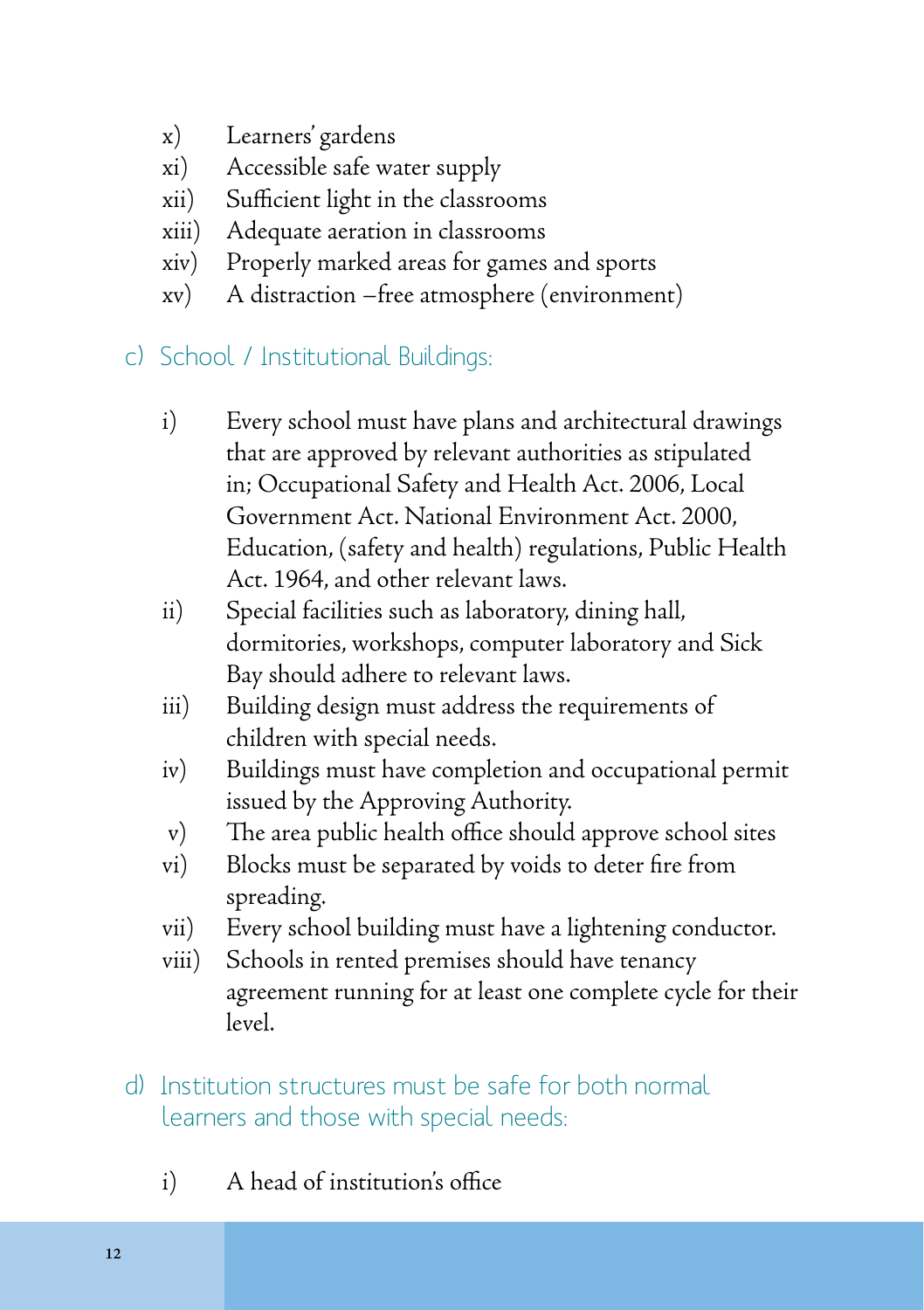x) Learners' gardens
xi) Accessible safe water supply
xii) Sufficient light in the classrooms
xiii) Adequate aeration in classrooms
xiv) Properly marked areas for games and sports
xv) A distraction –free atmosphere (environment)

### c) School / Institutional Buildings:

i) Every school must have plans and architectural drawings that are approved by relevant authorities as stipulated in; Occupational Safety and Health Act. 2006, Local Government Act. National Environment Act. 2000, Education, (safety and health) regulations, Public Health Act. 1964, and other relevant laws.
ii) Special facilities such as laboratory, dining hall, dormitories, workshops, computer laboratory and Sick Bay should adhere to relevant laws.
iii) Building design must address the requirements of children with special needs.
iv) Buildings must have completion and occupational permit issued by the Approving Authority.
v) The area public health office should approve school sites
vi) Blocks must be separated by voids to deter fire from spreading.
vii) Every school building must have a lightening conductor.
viii) Schools in rented premises should have tenancy agreement running for at least one complete cycle for their level.

### d) Institution structures must be safe for both normal learners and those with special needs:

i) A head of institution's office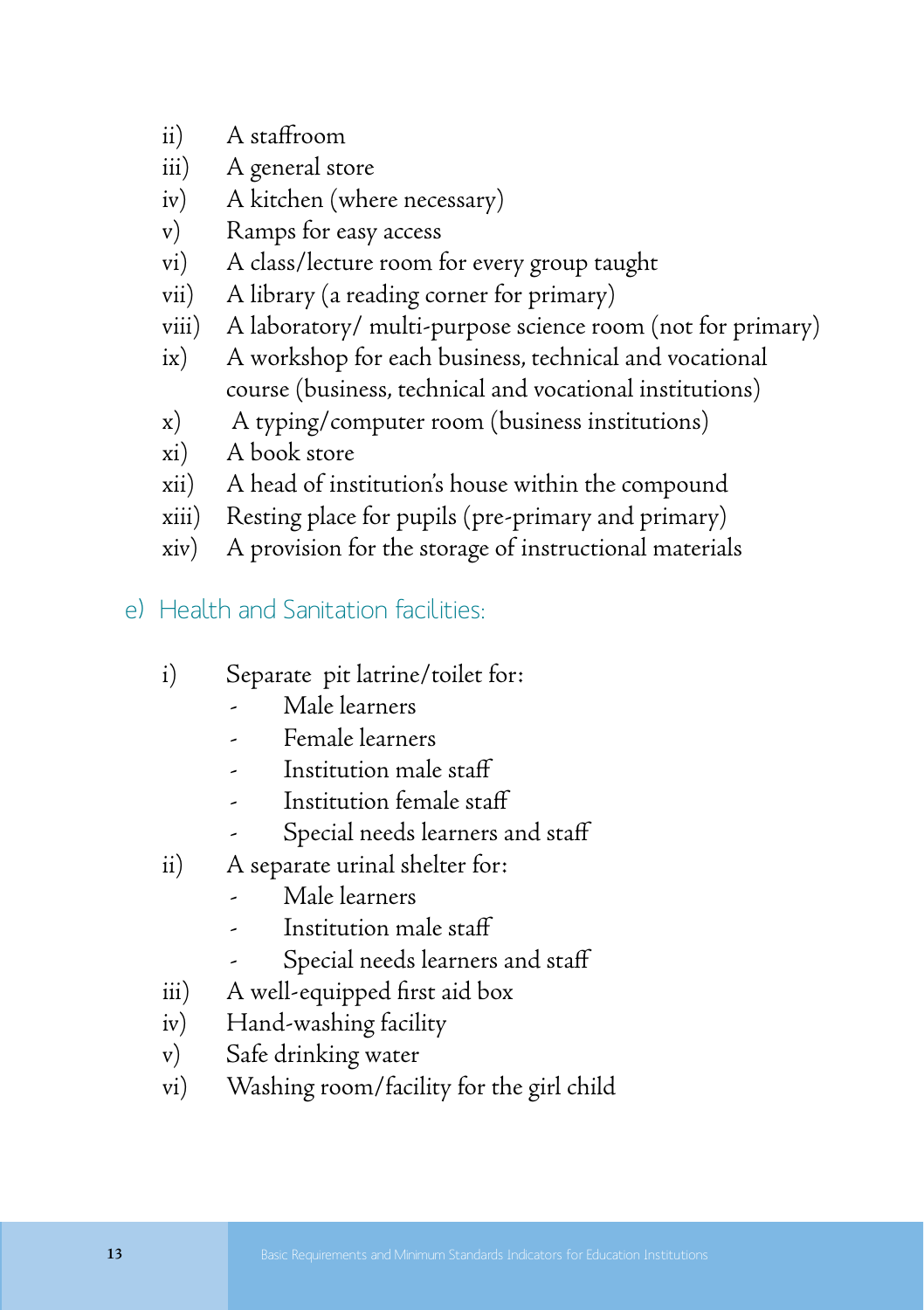ii) A staffroom
iii) A general store
iv) A kitchen (where necessary)
v) Ramps for easy access
vi) A class/lecture room for every group taught
vii) A library (a reading corner for primary)
viii) A laboratory/ multi-purpose science room (not for primary)
ix) A workshop for each business, technical and vocational course (business, technical and vocational institutions)
x) A typing/computer room (business institutions)
xi) A book store
xii) A head of institution's house within the compound
xiii) Resting place for pupils (pre-primary and primary)
xiv) A provision for the storage of instructional materials

## e) Health and Sanitation facilities:

i) Separate pit latrine/toilet for:
   - Male learners
   - Female learners
   - Institution male staff
   - Institution female staff
   - Special needs learners and staff

ii) A separate urinal shelter for:
   - Male learners
   - Institution male staff
   - Special needs learners and staff

iii) A well-equipped first aid box
iv) Hand-washing facility
v) Safe drinking water
vi) Washing room/facility for the girl child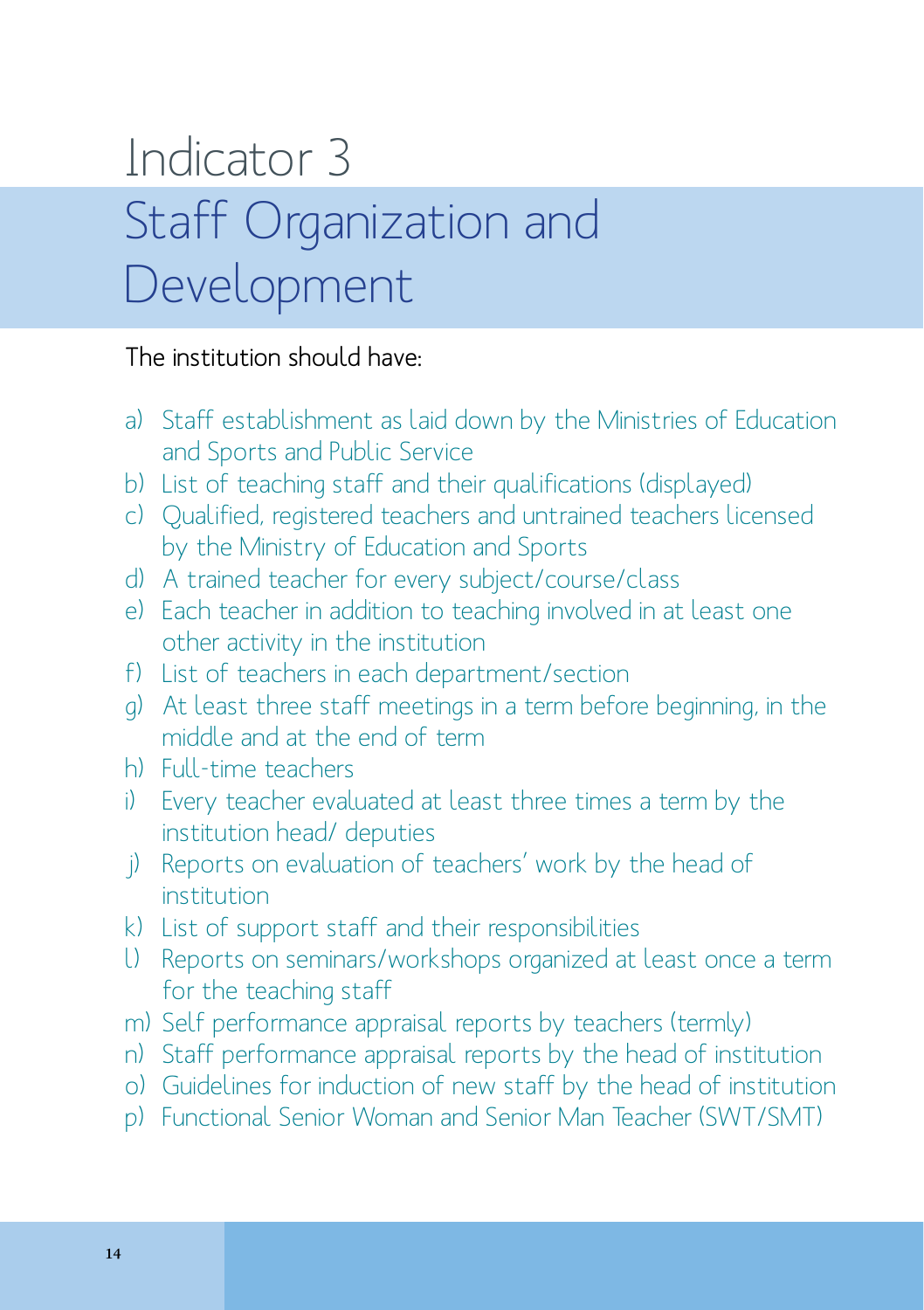# Indicator 3

## Staff Organization and Development

The institution should have:

a) Staff establishment as laid down by the Ministries of Education and Sports and Public Service
b) List of teaching staff and their qualifications (displayed)
c) Qualified, registered teachers and untrained teachers licensed by the Ministry of Education and Sports
d) A trained teacher for every subject/course/class
e) Each teacher in addition to teaching involved in at least one other activity in the institution
f) List of teachers in each department/section
g) At least three staff meetings in a term before beginning, in the middle and at the end of term
h) Full-time teachers
i) Every teacher evaluated at least three times a term by the institution head/ deputies
j) Reports on evaluation of teachers' work by the head of institution
k) List of support staff and their responsibilities
l) Reports on seminars/workshops organized at least once a term for the teaching staff
m) Self performance appraisal reports by teachers (termly)
n) Staff performance appraisal reports by the head of institution
o) Guidelines for induction of new staff by the head of institution
p) Functional Senior Woman and Senior Man Teacher (SWT/SMT)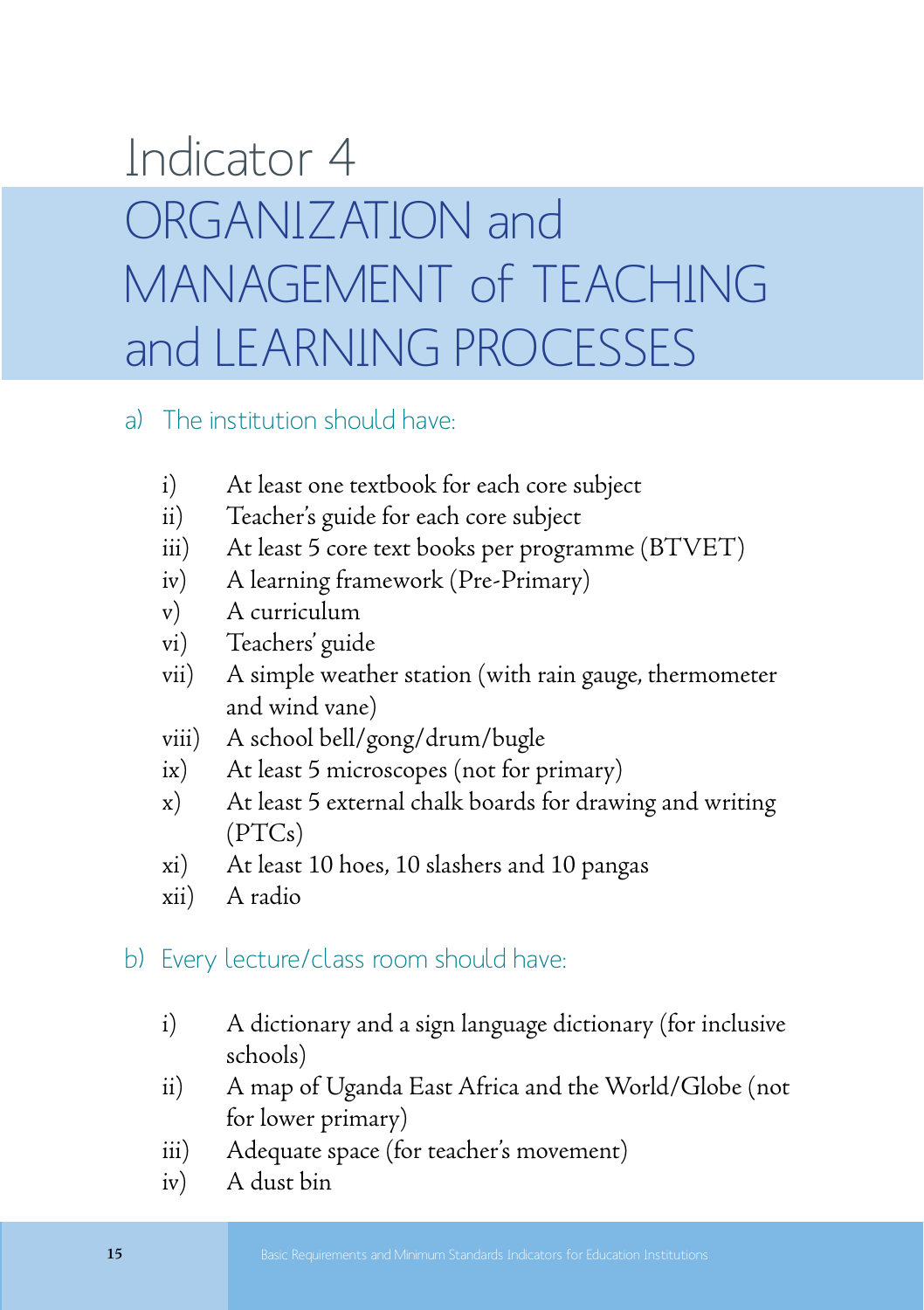# Indicator 4
# ORGANIZATION and MANAGEMENT of TEACHING and LEARNING PROCESSES

## a) The institution should have:

i) At least one textbook for each core subject
ii) Teacher's guide for each core subject
iii) At least 5 core text books per programme (BTVET)
iv) A learning framework (Pre-Primary)
v) A curriculum
vi) Teachers' guide
vii) A simple weather station (with rain gauge, thermometer and wind vane)
viii) A school bell/gong/drum/bugle
ix) At least 5 microscopes (not for primary)
x) At least 5 external chalk boards for drawing and writing (PTCs)
xi) At least 10 hoes, 10 slashers and 10 pangas
xii) A radio

## b) Every lecture/class room should have:

i) A dictionary and a sign language dictionary (for inclusive schools)
ii) A map of Uganda East Africa and the World/Globe (not for lower primary)
iii) Adequate space (for teacher's movement)
iv) A dust bin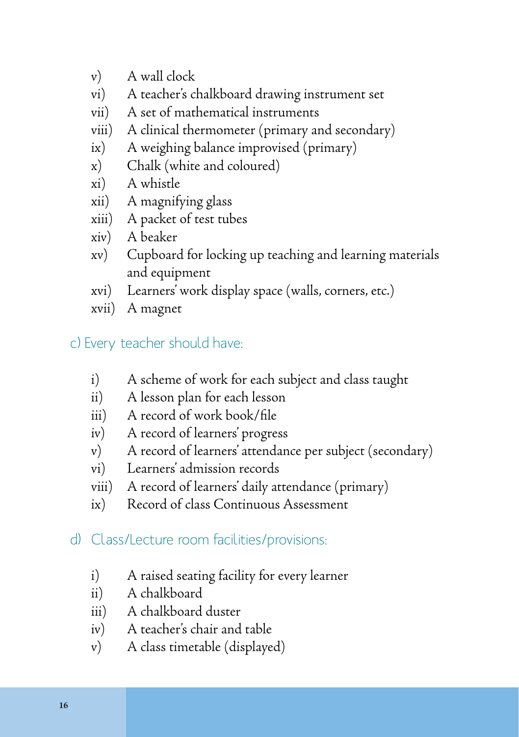v) A wall clock
vi) A teacher's chalkboard drawing instrument set
vii) A set of mathematical instruments
viii) A clinical thermometer (primary and secondary)
ix) A weighing balance improvised (primary)
x) Chalk (white and coloured)
xi) A whistle
xii) A magnifying glass
xiii) A packet of test tubes
xiv) A beaker
xv) Cupboard for locking up teaching and learning materials and equipment
xvi) Learners' work display space (walls, corners, etc.)
xvii) A magnet

### c) Every teacher should have:

i) A scheme of work for each subject and class taught
ii) A lesson plan for each lesson
iii) A record of work book/file
iv) A record of learners' progress
v) A record of learners' attendance per subject (secondary)
vi) Learners' admission records
viii) A record of learners' daily attendance (primary)
ix) Record of class Continuous Assessment

### d) Class/Lecture room facilities/provisions:

i) A raised seating facility for every learner
ii) A chalkboard
iii) A chalkboard duster
iv) A teacher's chair and table
v) A class timetable (displayed)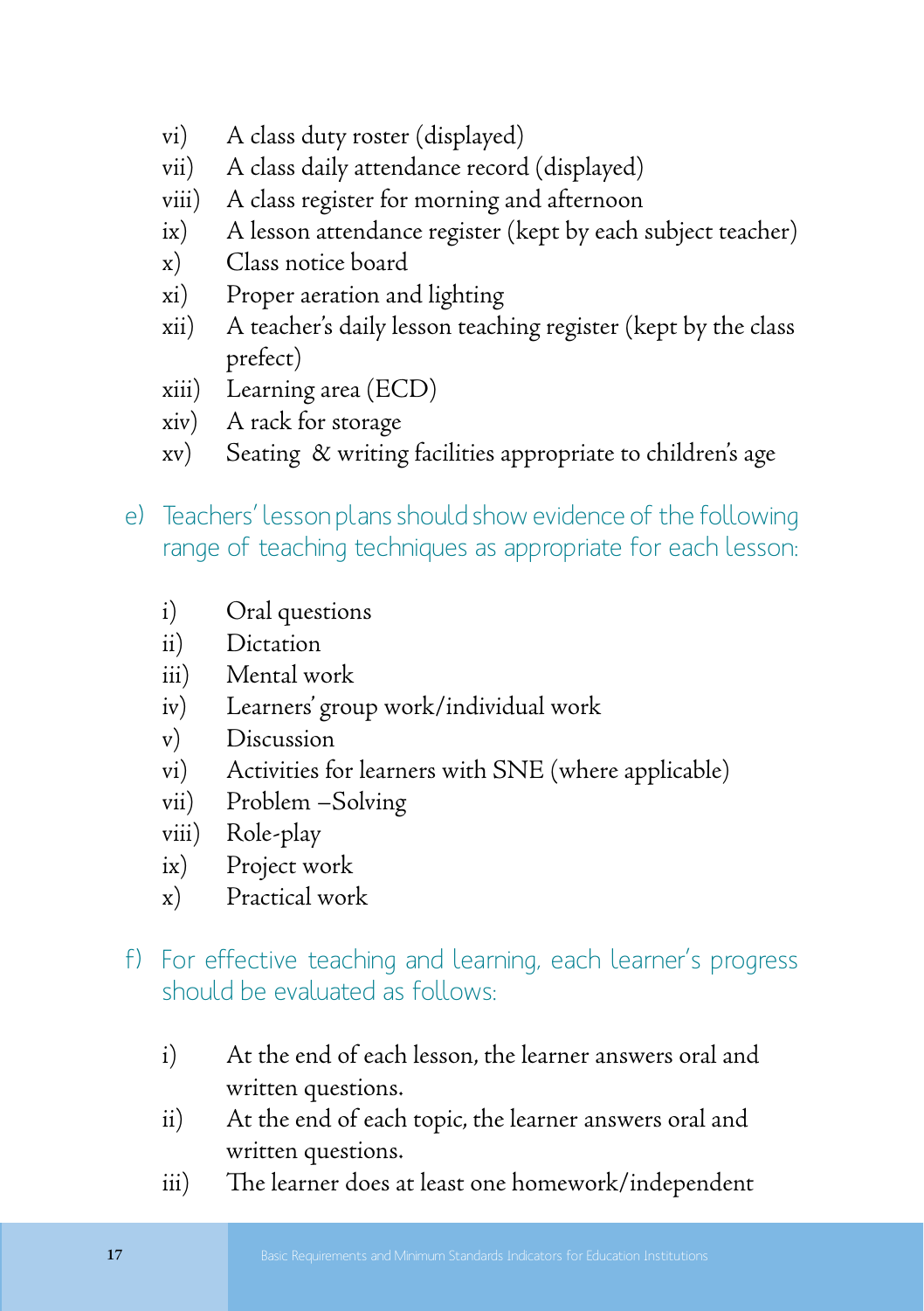vi) A class duty roster (displayed)
vii) A class daily attendance record (displayed)
viii) A class register for morning and afternoon
ix) A lesson attendance register (kept by each subject teacher)
x) Class notice board
xi) Proper aeration and lighting
xii) A teacher's daily lesson teaching register (kept by the class prefect)
xiii) Learning area (ECD)
xiv) A rack for storage
xv) Seating & writing facilities appropriate to children's age

e) Teachers' lesson plans should show evidence of the following range of teaching techniques as appropriate for each lesson:

i) Oral questions
ii) Dictation
iii) Mental work
iv) Learners' group work/individual work
v) Discussion
vi) Activities for learners with SNE (where applicable)
vii) Problem –Solving
viii) Role-play
ix) Project work
x) Practical work

f) For effective teaching and learning, each learner's progress should be evaluated as follows:

i) At the end of each lesson, the learner answers oral and written questions.
ii) At the end of each topic, the learner answers oral and written questions.
iii) The learner does at least one homework/independent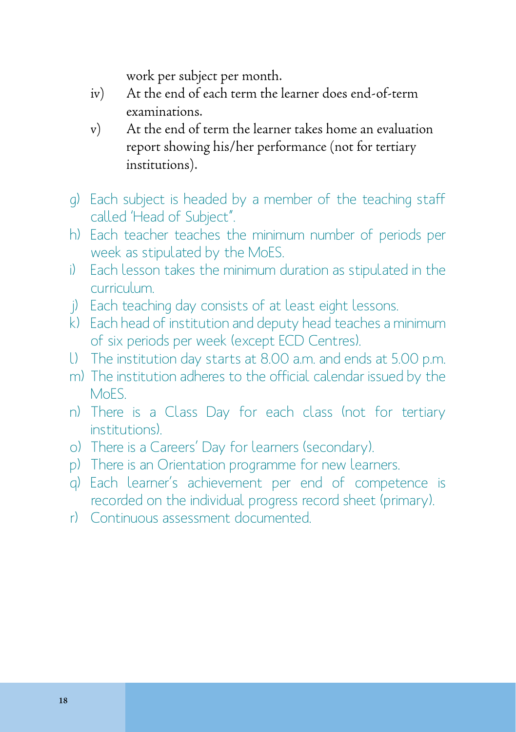work per subject per month.

iv) At the end of each term the learner does end-of-term examinations.

v) At the end of term the learner takes home an evaluation report showing his/her performance (not for tertiary institutions).

g) Each subject is headed by a member of the teaching staff called 'Head of Subject".
h) Each teacher teaches the minimum number of periods per week as stipulated by the MoES.
i) Each lesson takes the minimum duration as stipulated in the curriculum.
j) Each teaching day consists of at least eight lessons.
k) Each head of institution and deputy head teaches a minimum of six periods per week (except ECD Centres).
l) The institution day starts at 8.00 a.m. and ends at 5.00 p.m.
m) The institution adheres to the official calendar issued by the MoES.
n) There is a Class Day for each class (not for tertiary institutions).
o) There is a Careers' Day for learners (secondary).
p) There is an Orientation programme for new learners.
q) Each learner's achievement per end of competence is recorded on the individual progress record sheet (primary).
r) Continuous assessment documented.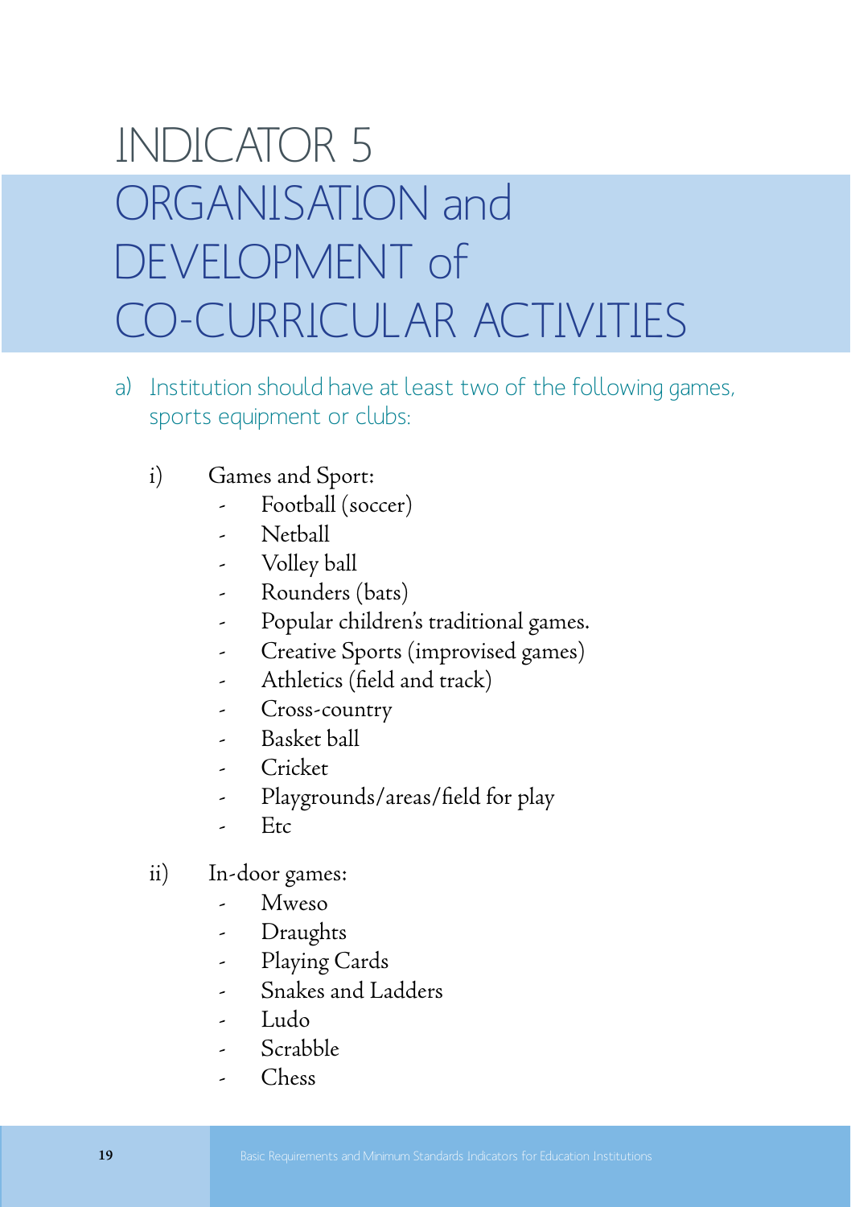# INDICATOR 5
# ORGANISATION and DEVELOPMENT of CO-CURRICULAR ACTIVITIES

a) Institution should have at least two of the following games, sports equipment or clubs:

i) Games and Sport:
- Football (soccer)
- Netball
- Volley ball
- Rounders (bats)
- Popular children's traditional games.
- Creative Sports (improvised games)
- Athletics (field and track)
- Cross-country
- Basket ball
- Cricket
- Playgrounds/areas/field for play
- Etc

ii) In-door games:
- Mweso
- Draughts
- Playing Cards
- Snakes and Ladders
- Ludo
- Scrabble
- Chess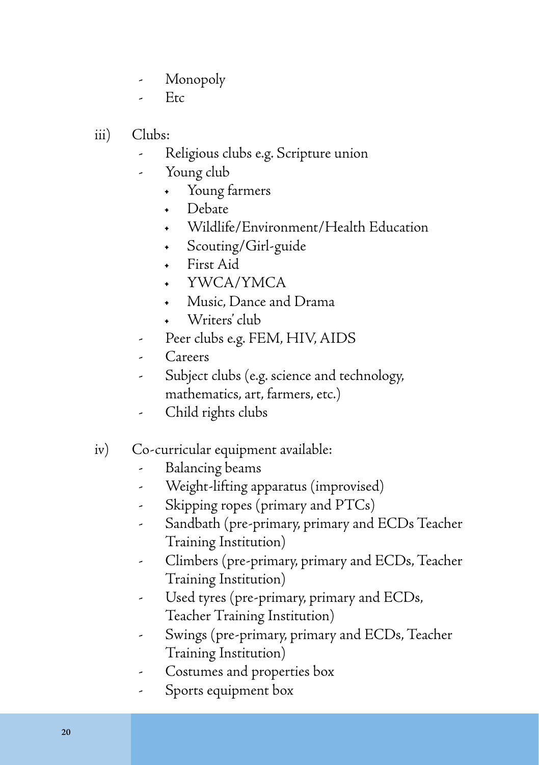- Monopoly
- Etc

iii) Clubs:
- Religious clubs e.g. Scripture union
- Young club
  - Young farmers
  - Debate
  - Wildlife/Environment/Health Education
  - Scouting/Girl-guide
  - First Aid
  - YWCA/YMCA
  - Music, Dance and Drama
  - Writers' club
- Peer clubs e.g. FEM, HIV, AIDS
- Careers
- Subject clubs (e.g. science and technology, mathematics, art, farmers, etc.)
- Child rights clubs

iv) Co-curricular equipment available:
- Balancing beams
- Weight-lifting apparatus (improvised)
- Skipping ropes (primary and PTCs)
- Sandbath (pre-primary, primary and ECDs Teacher Training Institution)
- Climbers (pre-primary, primary and ECDs, Teacher Training Institution)
- Used tyres (pre-primary, primary and ECDs, Teacher Training Institution)
- Swings (pre-primary, primary and ECDs, Teacher Training Institution)
- Costumes and properties box
- Sports equipment box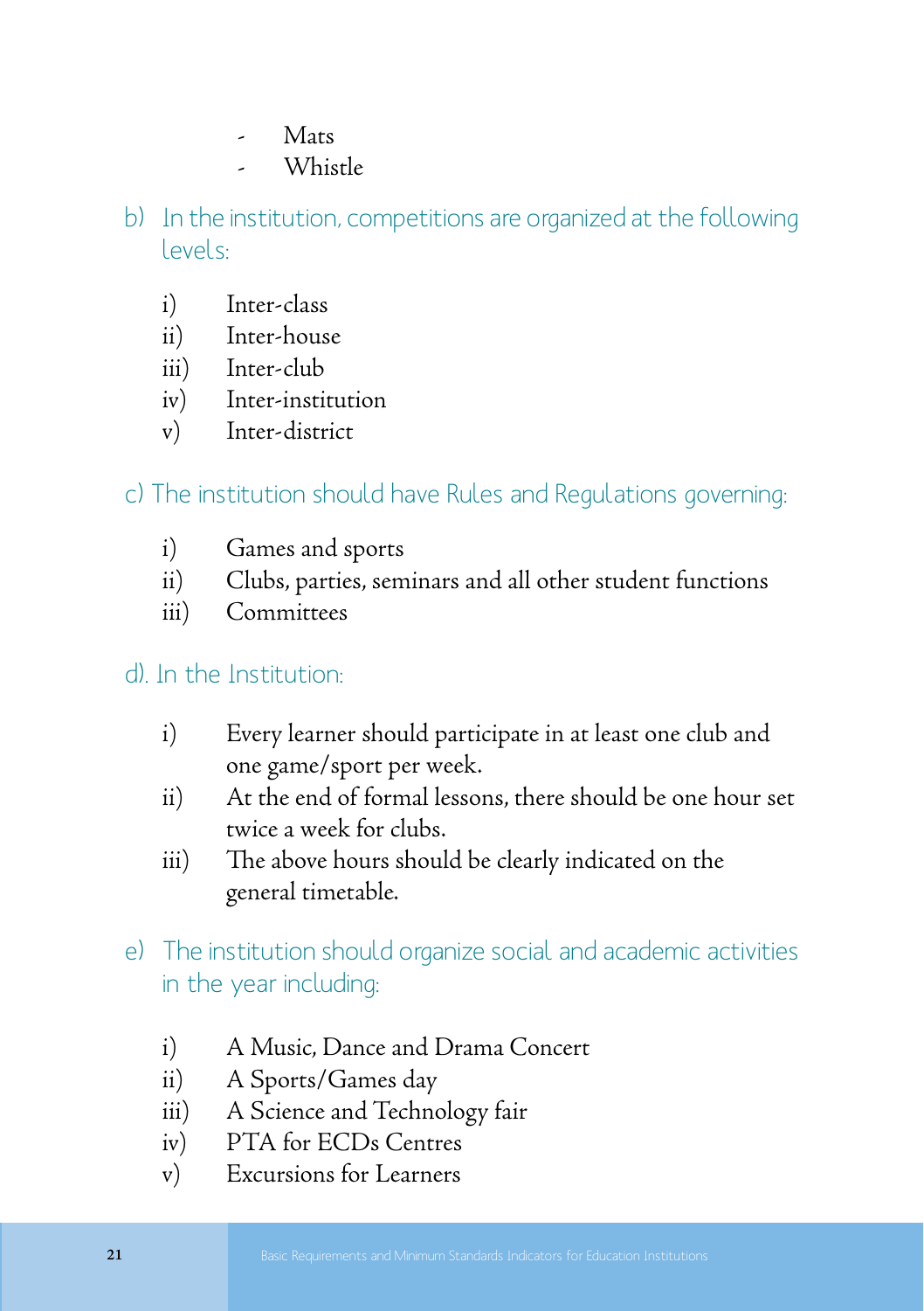- Mats
- Whistle

b) In the institution, competitions are organized at the following levels:

i) Inter-class
ii) Inter-house
iii) Inter-club
iv) Inter-institution
v) Inter-district

c) The institution should have Rules and Regulations governing:

i) Games and sports
ii) Clubs, parties, seminars and all other student functions
iii) Committees

d). In the Institution:

i) Every learner should participate in at least one club and one game/sport per week.
ii) At the end of formal lessons, there should be one hour set twice a week for clubs.
iii) The above hours should be clearly indicated on the general timetable.

e) The institution should organize social and academic activities in the year including:

i) A Music, Dance and Drama Concert
ii) A Sports/Games day
iii) A Science and Technology fair
iv) PTA for ECDs Centres
v) Excursions for Learners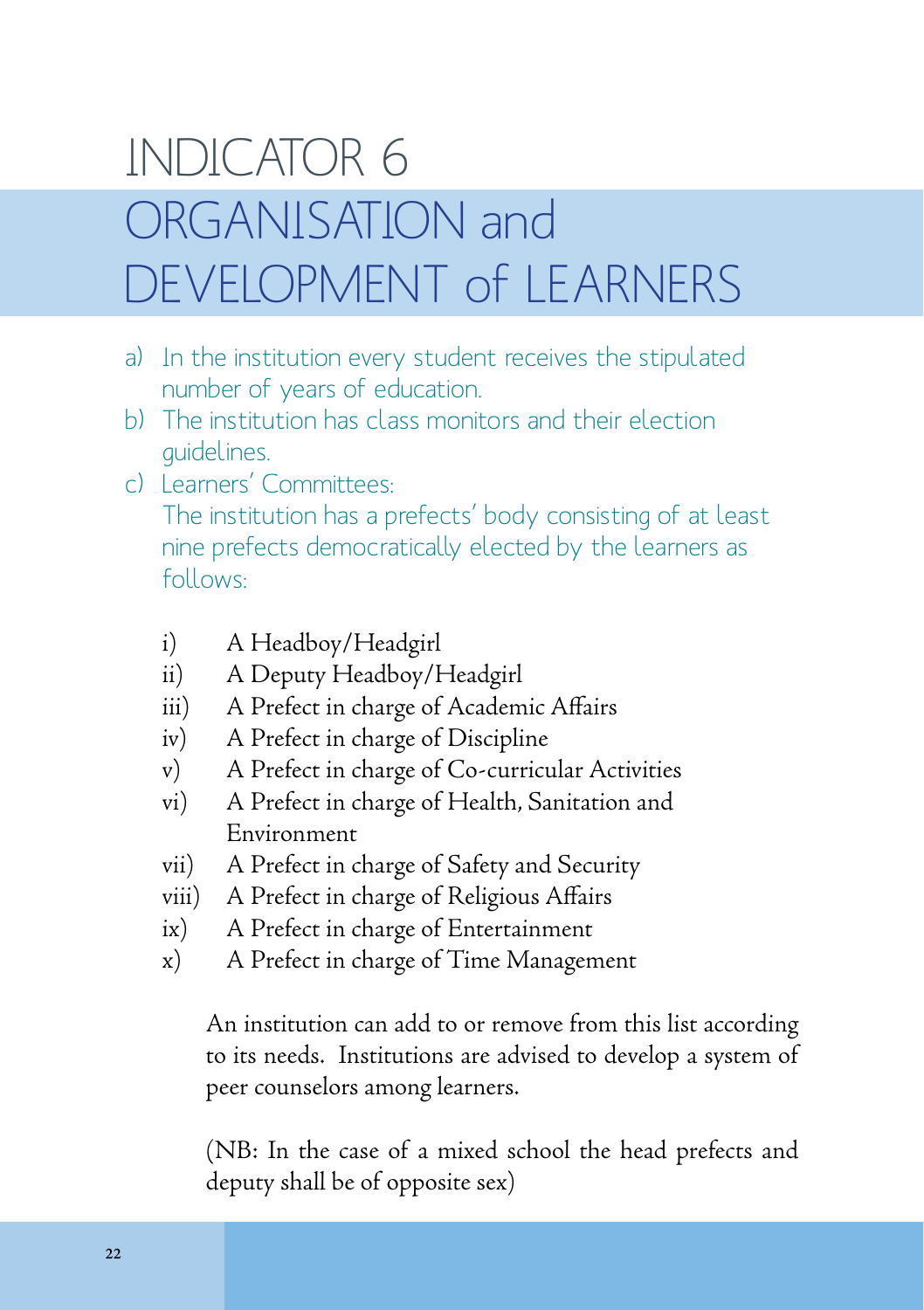# INDICATOR 6

# ORGANISATION and DEVELOPMENT of LEARNERS

a) In the institution every student receives the stipulated number of years of education.

b) The institution has class monitors and their election guidelines.

c) Learners' Committees:
The institution has a prefects' body consisting of at least nine prefects democratically elected by the learners as follows:

i) A Headboy/Headgirl
ii) A Deputy Headboy/Headgirl
iii) A Prefect in charge of Academic Affairs
iv) A Prefect in charge of Discipline
v) A Prefect in charge of Co-curricular Activities
vi) A Prefect in charge of Health, Sanitation and Environment
vii) A Prefect in charge of Safety and Security
viii) A Prefect in charge of Religious Affairs
ix) A Prefect in charge of Entertainment
x) A Prefect in charge of Time Management

An institution can add to or remove from this list according to its needs. Institutions are advised to develop a system of peer counselors among learners.

(NB: In the case of a mixed school the head prefects and deputy shall be of opposite sex)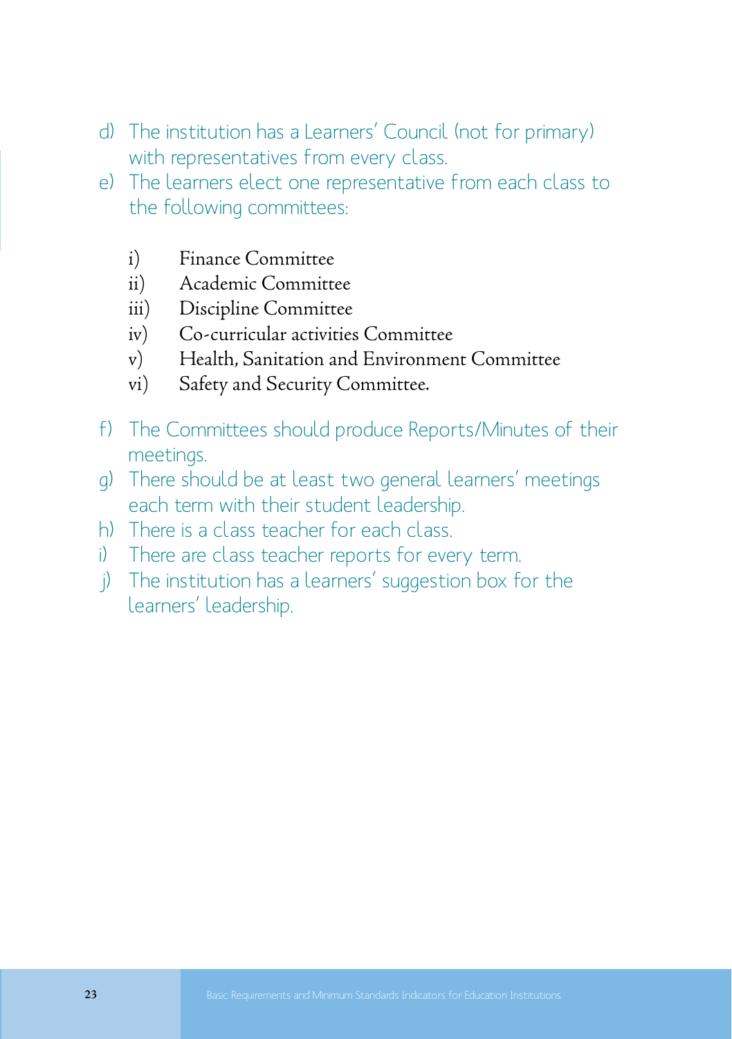d) The institution has a Learners' Council (not for primary) with representatives from every class.

e) The learners elect one representative from each class to the following committees:

   i) Finance Committee
   ii) Academic Committee
   iii) Discipline Committee
   iv) Co-curricular activities Committee
   v) Health, Sanitation and Environment Committee
   vi) Safety and Security Committee.

f) The Committees should produce Reports/Minutes of their meetings.

g) There should be at least two general learners' meetings each term with their student leadership.

h) There is a class teacher for each class.

i) There are class teacher reports for every term.

j) The institution has a learners' suggestion box for the learners' leadership.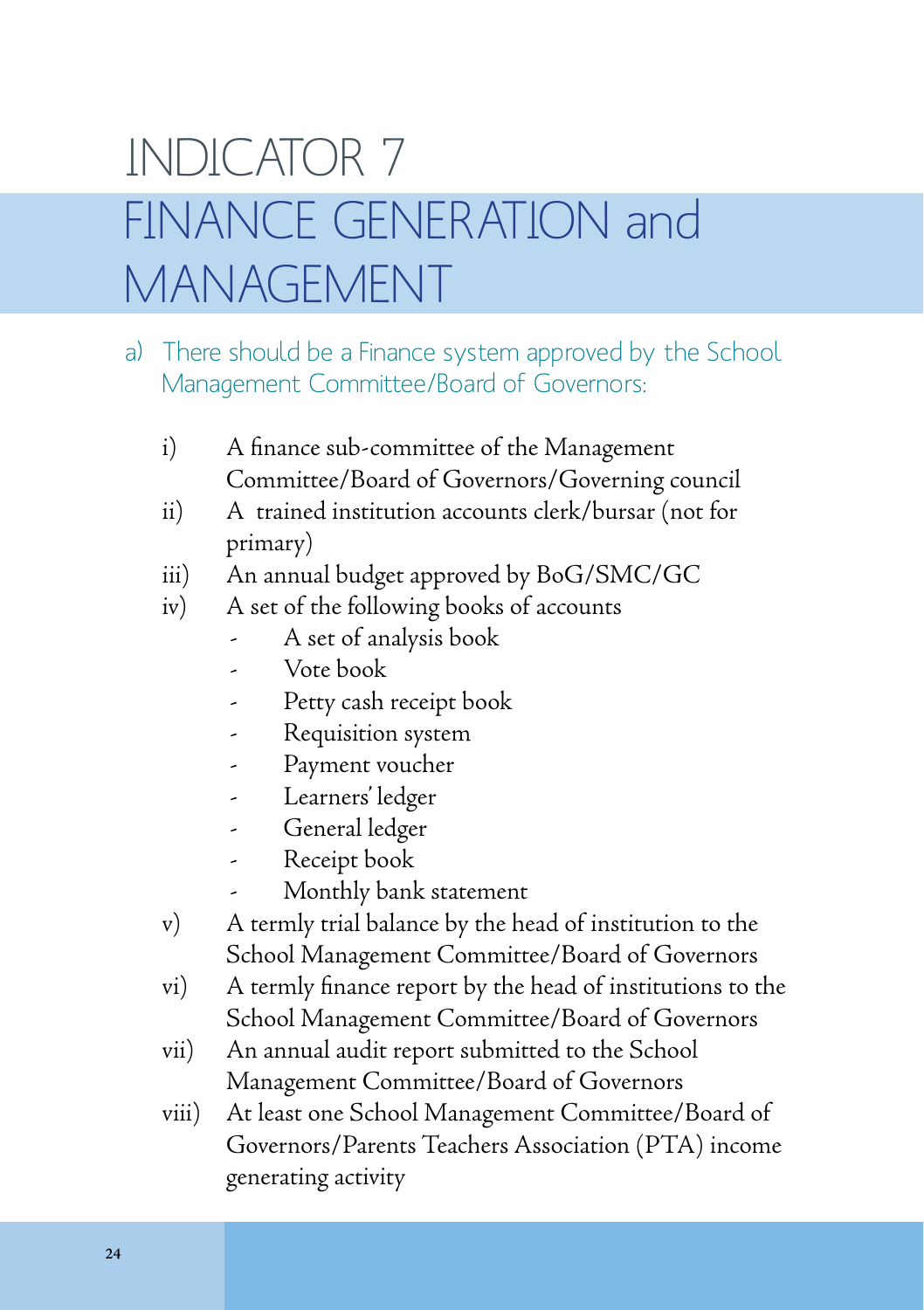# INDICATOR 7

# FINANCE GENERATION and MANAGEMENT

a) There should be a Finance system approved by the School Management Committee/Board of Governors:

i) A finance sub-committee of the Management Committee/Board of Governors/Governing council

ii) A trained institution accounts clerk/bursar (not for primary)

iii) An annual budget approved by BoG/SMC/GC

iv) A set of the following books of accounts

- A set of analysis book
- Vote book
- Petty cash receipt book
- Requisition system
- Payment voucher
- Learners' ledger
- General ledger
- Receipt book
- Monthly bank statement

v) A termly trial balance by the head of institution to the School Management Committee/Board of Governors

vi) A termly finance report by the head of institutions to the School Management Committee/Board of Governors

vii) An annual audit report submitted to the School Management Committee/Board of Governors

viii) At least one School Management Committee/Board of Governors/Parents Teachers Association (PTA) income generating activity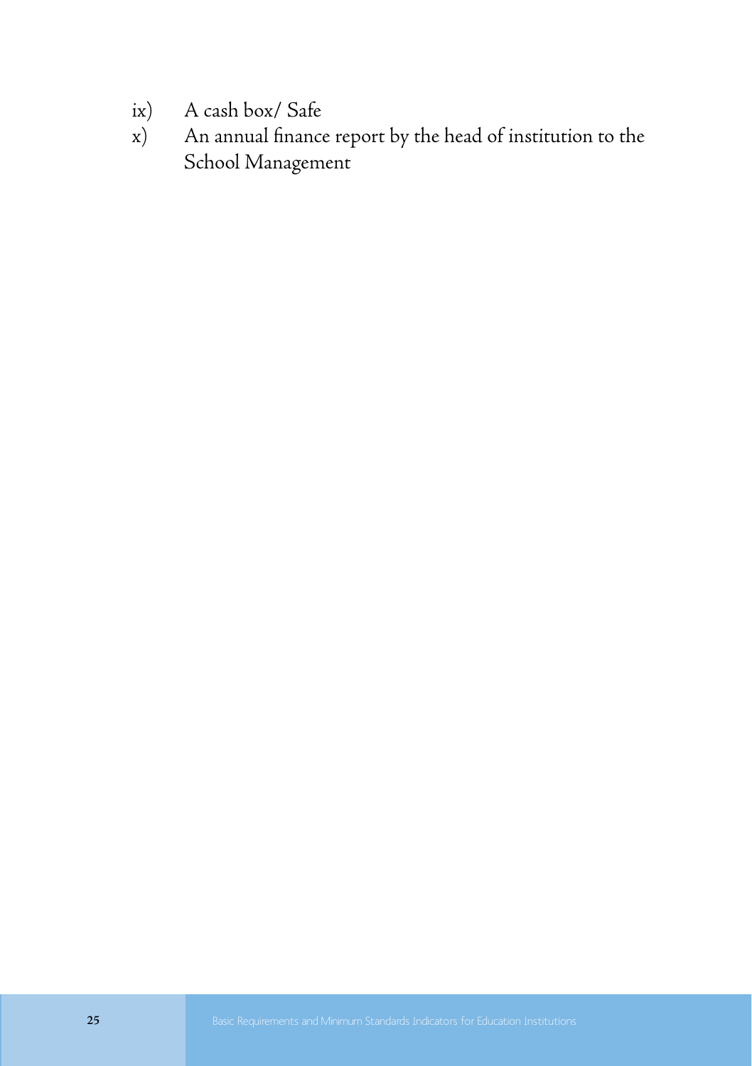ix) A cash box/ Safe

x) An annual finance report by the head of institution to the School Management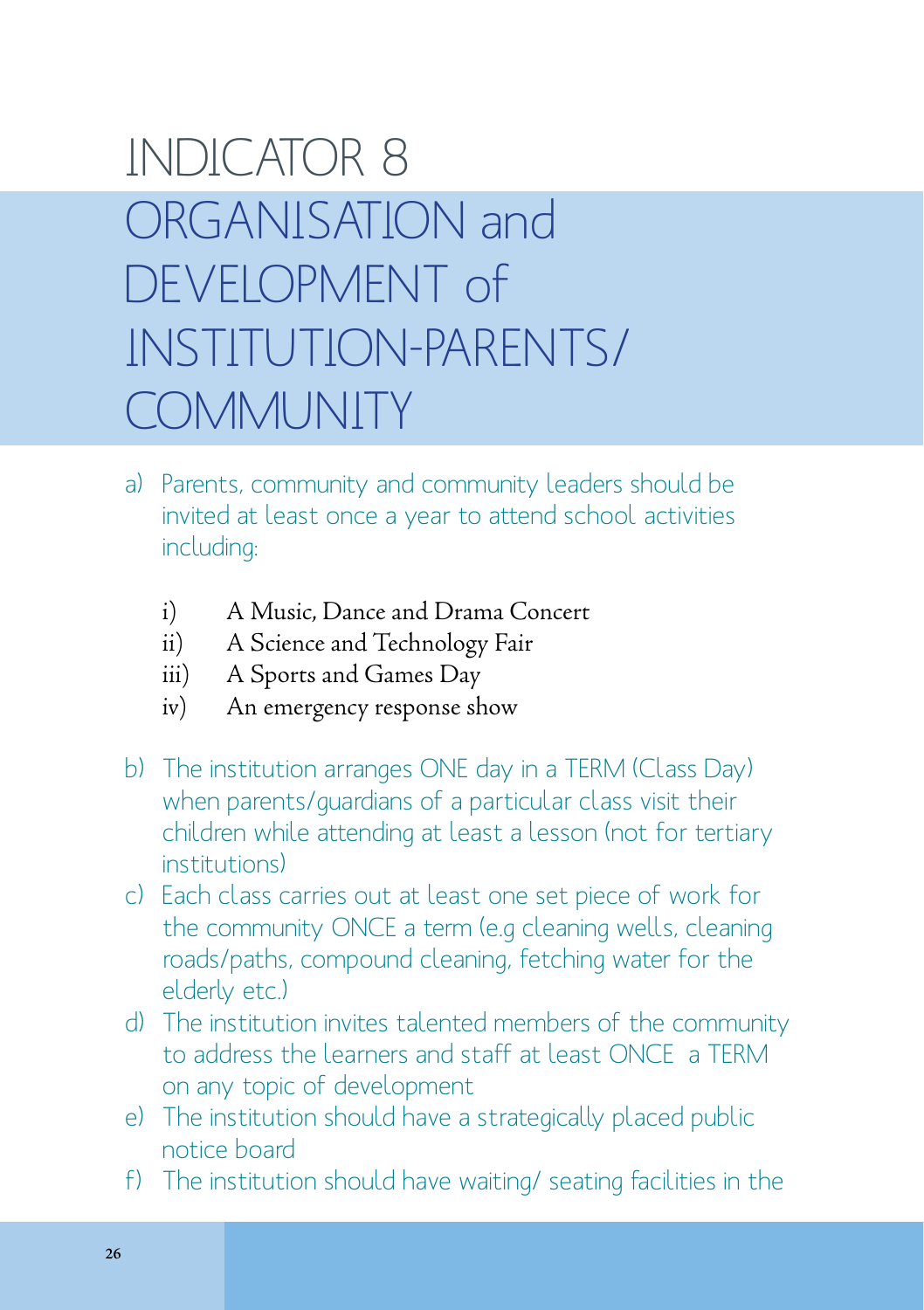# INDICATOR 8
# ORGANISATION and DEVELOPMENT of INSTITUTION-PARENTS/ COMMUNITY

a) Parents, community and community leaders should be invited at least once a year to attend school activities including:

   i) A Music, Dance and Drama Concert
   ii) A Science and Technology Fair
   iii) A Sports and Games Day
   iv) An emergency response show

b) The institution arranges ONE day in a TERM (Class Day) when parents/guardians of a particular class visit their children while attending at least a lesson (not for tertiary institutions)

c) Each class carries out at least one set piece of work for the community ONCE a term (e.g cleaning wells, cleaning roads/paths, compound cleaning, fetching water for the elderly etc.)

d) The institution invites talented members of the community to address the learners and staff at least ONCE a TERM on any topic of development

e) The institution should have a strategically placed public notice board

f) The institution should have waiting/ seating facilities in the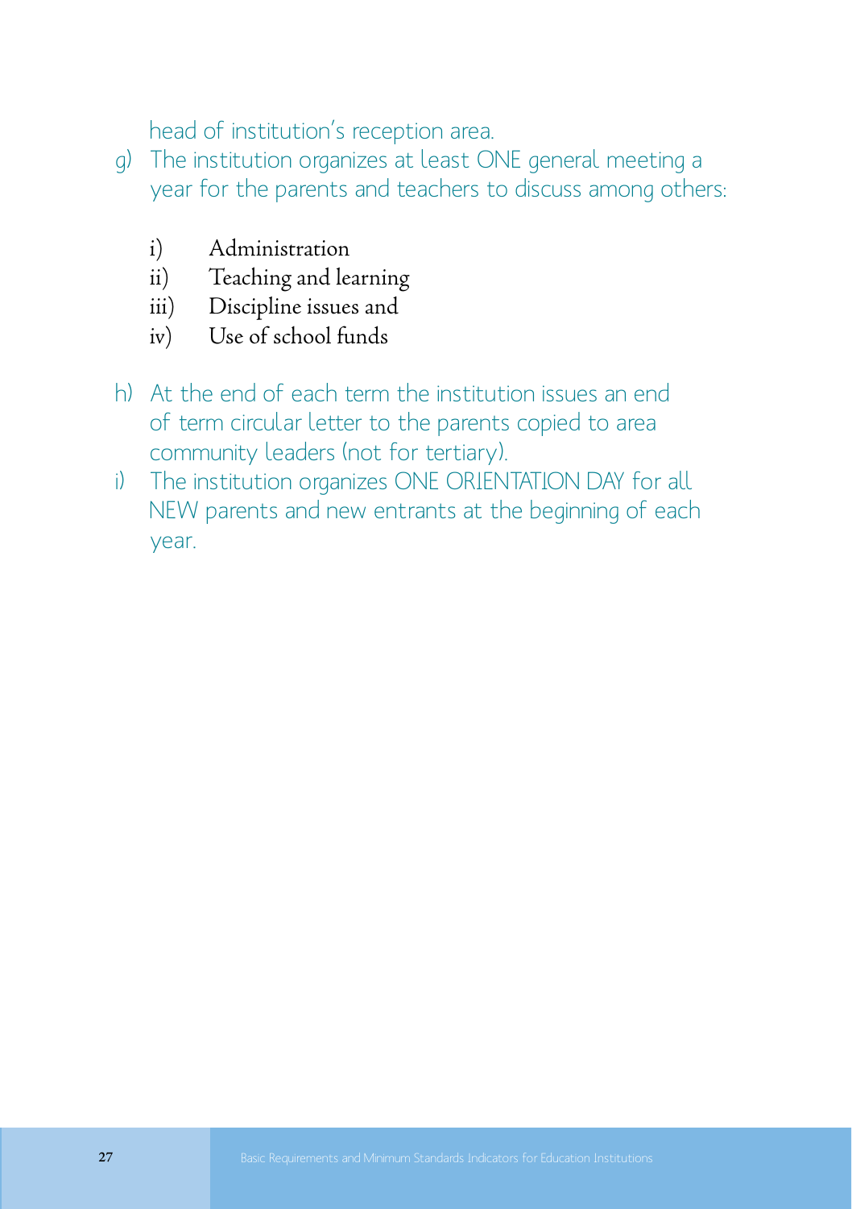head of institution's reception area.

g) The institution organizes at least ONE general meeting a year for the parents and teachers to discuss among others:

   i) Administration
   ii) Teaching and learning
   iii) Discipline issues and
   iv) Use of school funds

h) At the end of each term the institution issues an end of term circular letter to the parents copied to area community leaders (not for tertiary).

i) The institution organizes ONE ORIENTATION DAY for all NEW parents and new entrants at the beginning of each year.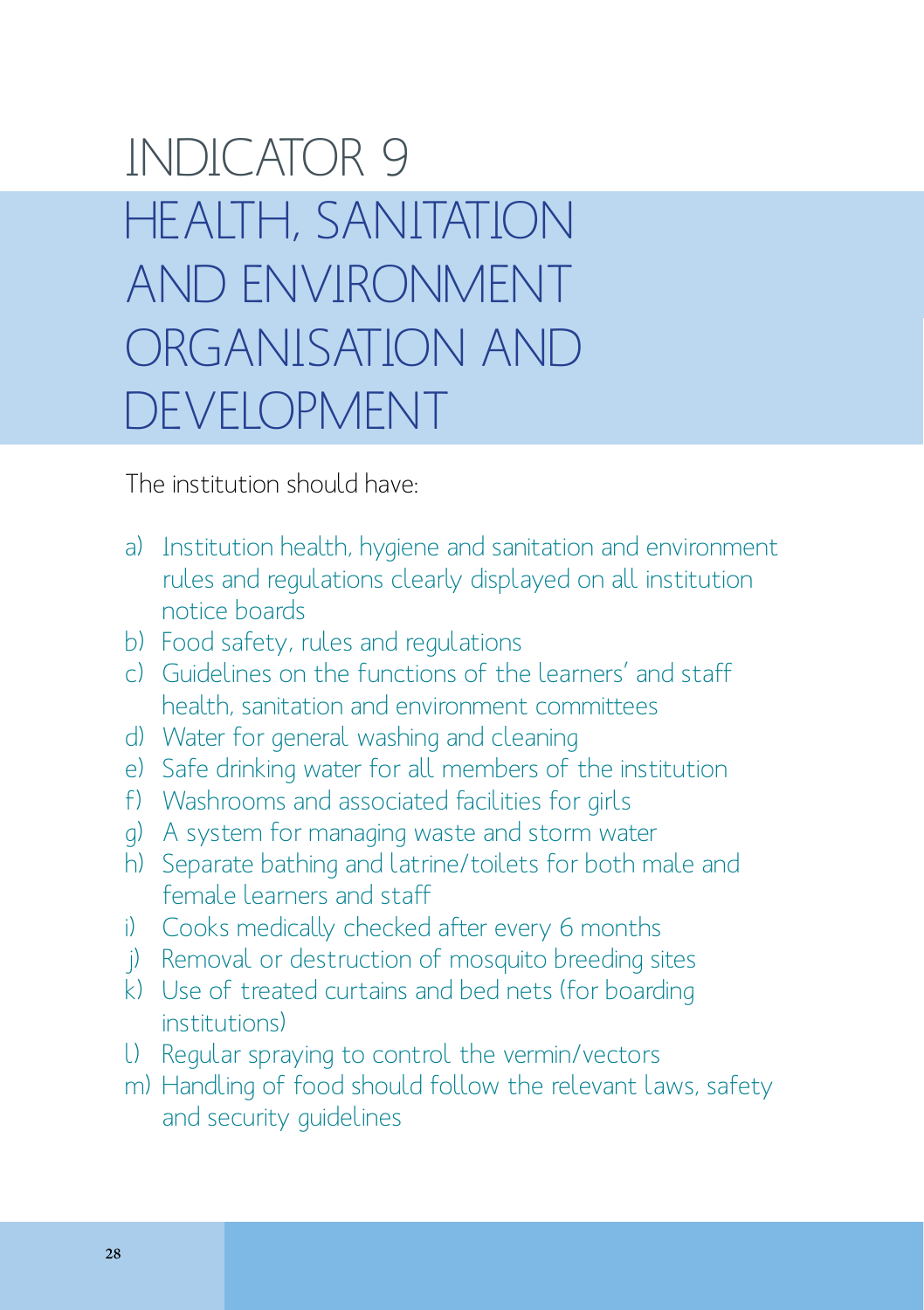# INDICATOR 9

# HEALTH, SANITATION AND ENVIRONMENT ORGANISATION AND DEVELOPMENT

The institution should have:

a) Institution health, hygiene and sanitation and environment rules and regulations clearly displayed on all institution notice boards
b) Food safety, rules and regulations
c) Guidelines on the functions of the learners' and staff health, sanitation and environment committees
d) Water for general washing and cleaning
e) Safe drinking water for all members of the institution
f) Washrooms and associated facilities for girls
g) A system for managing waste and storm water
h) Separate bathing and latrine/toilets for both male and female learners and staff
i) Cooks medically checked after every 6 months
j) Removal or destruction of mosquito breeding sites
k) Use of treated curtains and bed nets (for boarding institutions)
l) Regular spraying to control the vermin/vectors
m) Handling of food should follow the relevant laws, safety and security guidelines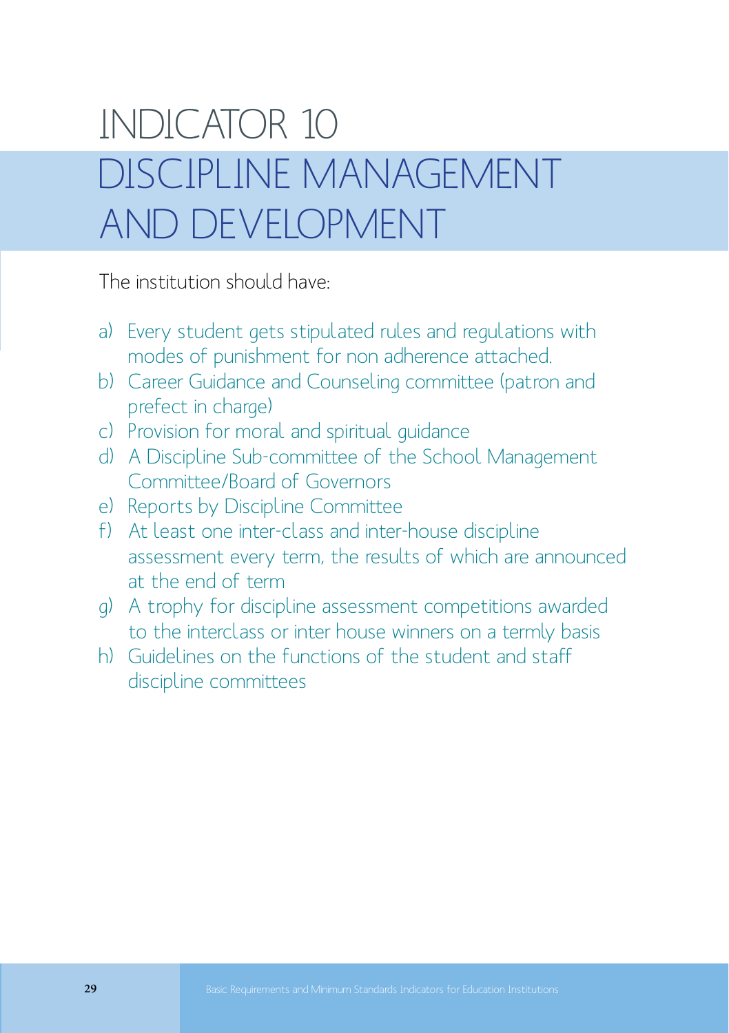# INDICATOR 10
# DISCIPLINE MANAGEMENT AND DEVELOPMENT

The institution should have:

a) Every student gets stipulated rules and regulations with modes of punishment for non adherence attached.
b) Career Guidance and Counseling committee (patron and prefect in charge)
c) Provision for moral and spiritual guidance
d) A Discipline Sub-committee of the School Management Committee/Board of Governors
e) Reports by Discipline Committee
f) At least one inter-class and inter-house discipline assessment every term, the results of which are announced at the end of term
g) A trophy for discipline assessment competitions awarded to the interclass or inter house winners on a termly basis
h) Guidelines on the functions of the student and staff discipline committees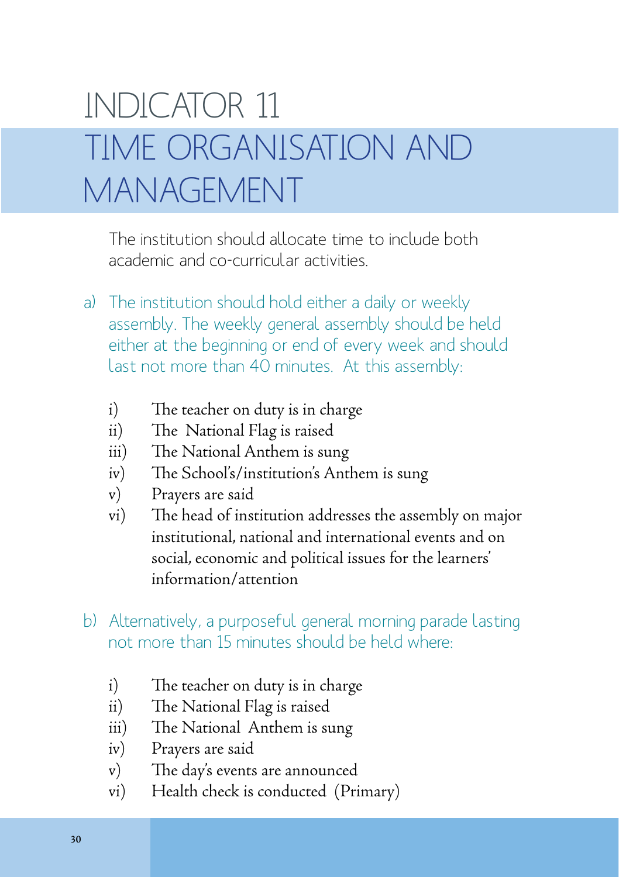# INDICATOR 11

## TIME ORGANISATION AND MANAGEMENT

The institution should allocate time to include both academic and co-curricular activities.

a) The institution should hold either a daily or weekly assembly. The weekly general assembly should be held either at the beginning or end of every week and should last not more than 40 minutes. At this assembly:

   i) The teacher on duty is in charge
   ii) The National Flag is raised
   iii) The National Anthem is sung
   iv) The School's/institution's Anthem is sung
   v) Prayers are said
   vi) The head of institution addresses the assembly on major institutional, national and international events and on social, economic and political issues for the learners' information/attention

b) Alternatively, a purposeful general morning parade lasting not more than 15 minutes should be held where:

   i) The teacher on duty is in charge
   ii) The National Flag is raised
   iii) The National Anthem is sung
   iv) Prayers are said
   v) The day's events are announced
   vi) Health check is conducted (Primary)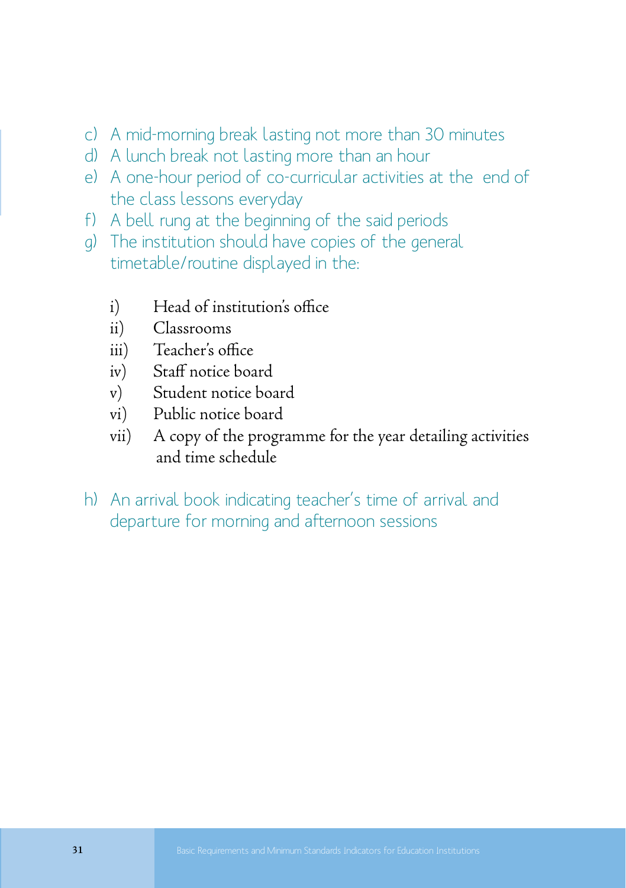c) A mid-morning break lasting not more than 30 minutes
d) A lunch break not lasting more than an hour
e) A one-hour period of co-curricular activities at the end of the class lessons everyday
f) A bell rung at the beginning of the said periods
g) The institution should have copies of the general timetable/routine displayed in the:

    i) Head of institution's office
    ii) Classrooms
    iii) Teacher's office
    iv) Staff notice board
    v) Student notice board
    vi) Public notice board
    vii) A copy of the programme for the year detailing activities and time schedule

h) An arrival book indicating teacher's time of arrival and departure for morning and afternoon sessions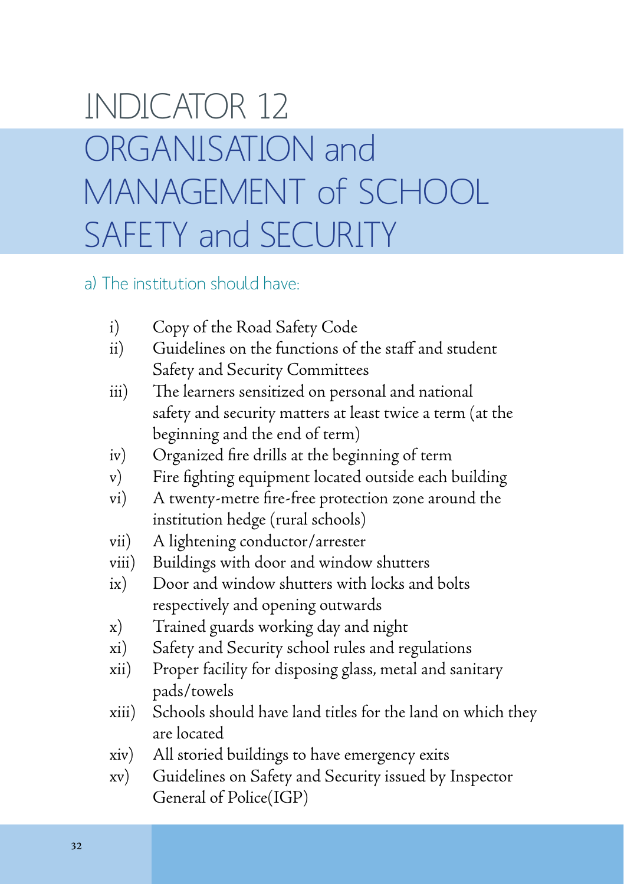# INDICATOR 12

# ORGANISATION and MANAGEMENT of SCHOOL SAFETY and SECURITY

a) The institution should have:

i) Copy of the Road Safety Code
ii) Guidelines on the functions of the staff and student Safety and Security Committees
iii) The learners sensitized on personal and national safety and security matters at least twice a term (at the beginning and the end of term)
iv) Organized fire drills at the beginning of term
v) Fire fighting equipment located outside each building
vi) A twenty-metre fire-free protection zone around the institution hedge (rural schools)
vii) A lightening conductor/arrester
viii) Buildings with door and window shutters
ix) Door and window shutters with locks and bolts respectively and opening outwards
x) Trained guards working day and night
xi) Safety and Security school rules and regulations
xii) Proper facility for disposing glass, metal and sanitary pads/towels
xiii) Schools should have land titles for the land on which they are located
xiv) All storied buildings to have emergency exits
xv) Guidelines on Safety and Security issued by Inspector General of Police(IGP)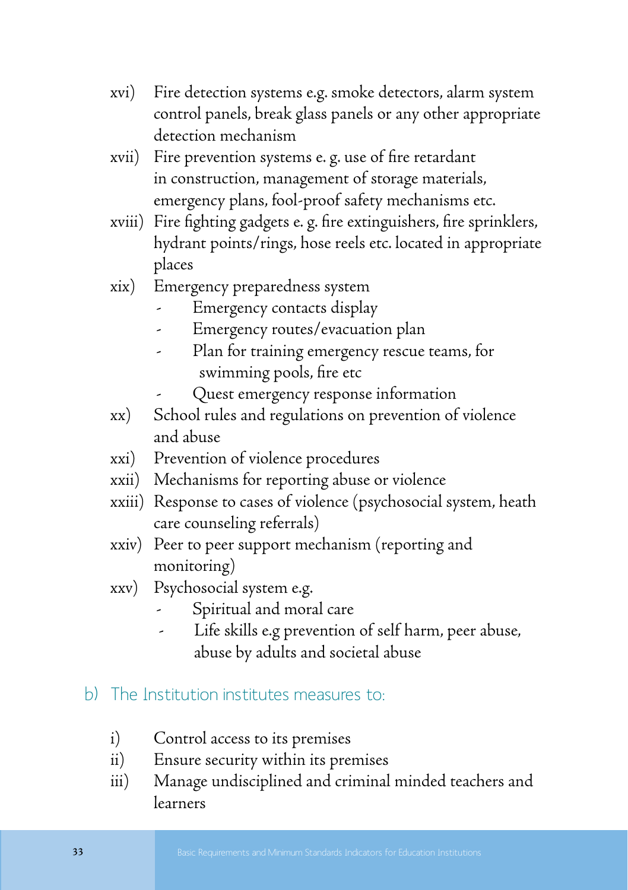xvi) Fire detection systems e.g. smoke detectors, alarm system control panels, break glass panels or any other appropriate detection mechanism

xvii) Fire prevention systems e. g. use of fire retardant in construction, management of storage materials, emergency plans, fool-proof safety mechanisms etc.

xviii) Fire fighting gadgets e. g. fire extinguishers, fire sprinklers, hydrant points/rings, hose reels etc. located in appropriate places

xix) Emergency preparedness system
- Emergency contacts display
- Emergency routes/evacuation plan
- Plan for training emergency rescue teams, for swimming pools, fire etc
- Quest emergency response information

xx) School rules and regulations on prevention of violence and abuse

xxi) Prevention of violence procedures

xxii) Mechanisms for reporting abuse or violence

xxiii) Response to cases of violence (psychosocial system, heath care counseling referrals)

xxiv) Peer to peer support mechanism (reporting and monitoring)

xxv) Psychosocial system e.g.
- Spiritual and moral care
- Life skills e.g prevention of self harm, peer abuse, abuse by adults and societal abuse

## b) The Institution institutes measures to:

i) Control access to its premises

ii) Ensure security within its premises

iii) Manage undisciplined and criminal minded teachers and learners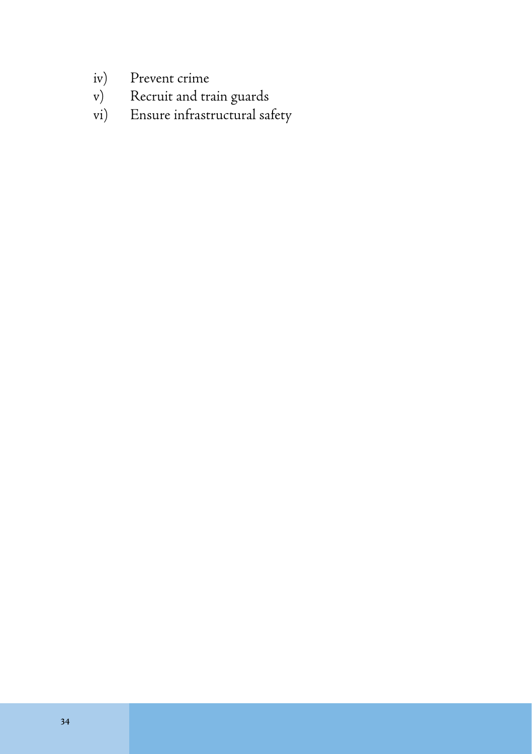iv) Prevent crime
v) Recruit and train guards
vi) Ensure infrastructural safety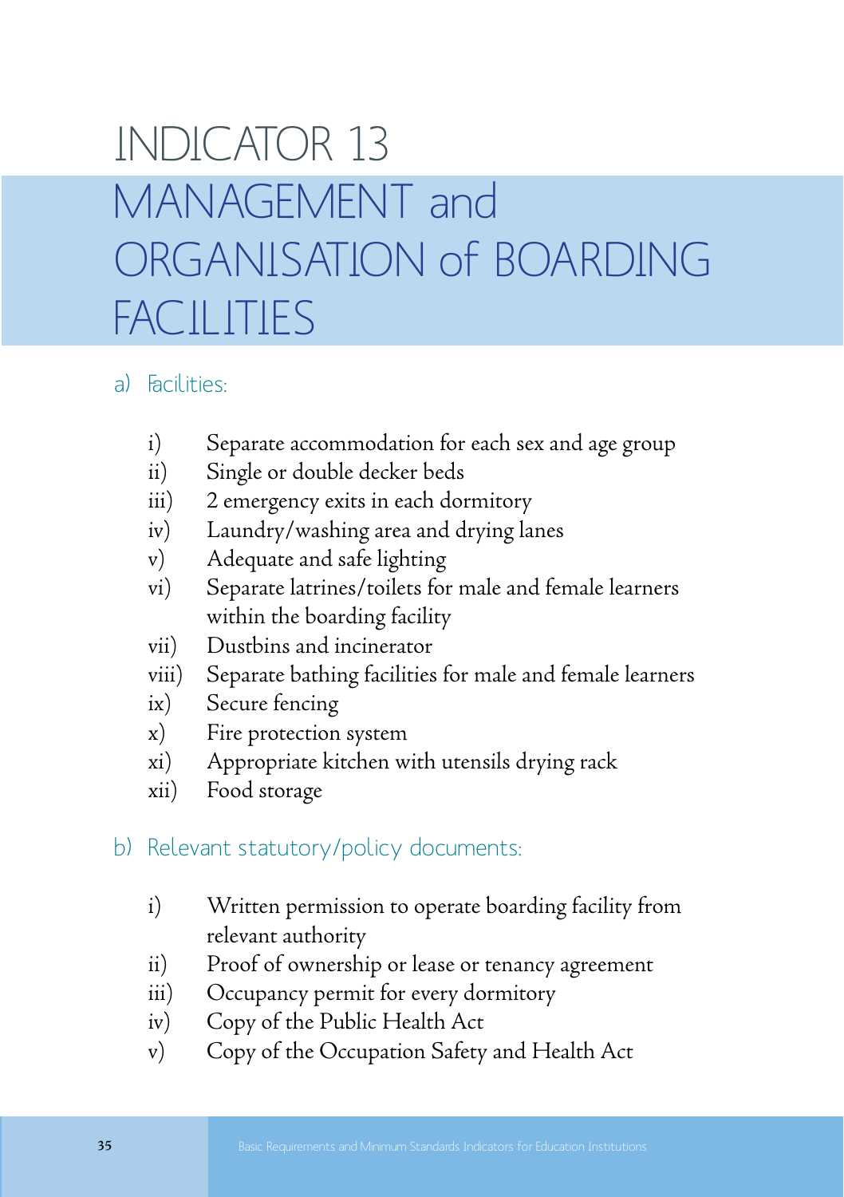# INDICATOR 13
# MANAGEMENT and ORGANISATION of BOARDING FACILITIES

## a) Facilities:

i) Separate accommodation for each sex and age group
ii) Single or double decker beds
iii) 2 emergency exits in each dormitory
iv) Laundry/washing area and drying lanes
v) Adequate and safe lighting
vi) Separate latrines/toilets for male and female learners within the boarding facility
vii) Dustbins and incinerator
viii) Separate bathing facilities for male and female learners
ix) Secure fencing
x) Fire protection system
xi) Appropriate kitchen with utensils drying rack
xii) Food storage

## b) Relevant statutory/policy documents:

i) Written permission to operate boarding facility from relevant authority
ii) Proof of ownership or lease or tenancy agreement
iii) Occupancy permit for every dormitory
iv) Copy of the Public Health Act
v) Copy of the Occupation Safety and Health Act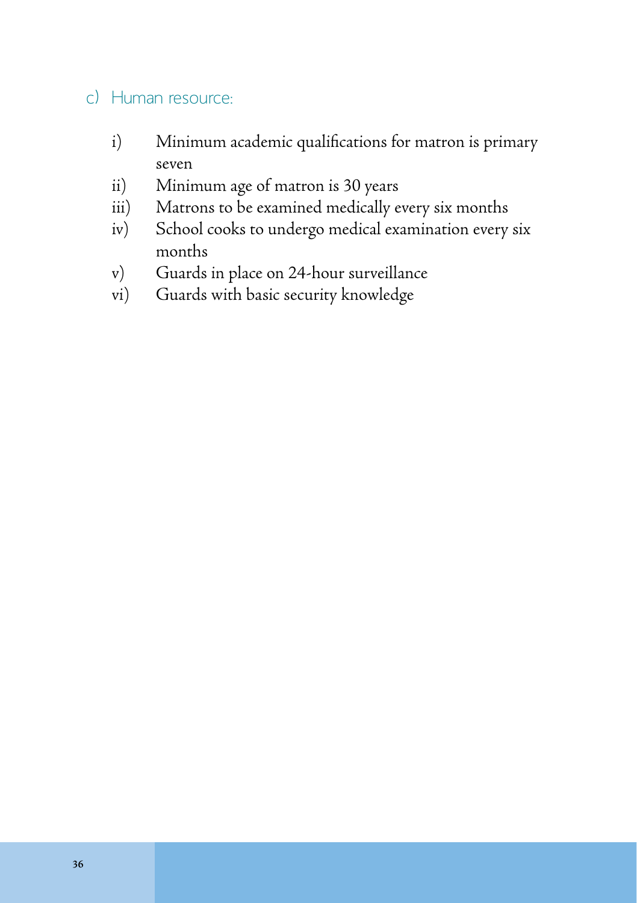### c) Human resource:

i) Minimum academic qualifications for matron is primary seven

ii) Minimum age of matron is 30 years

iii) Matrons to be examined medically every six months

iv) School cooks to undergo medical examination every six months

v) Guards in place on 24-hour surveillance

vi) Guards with basic security knowledge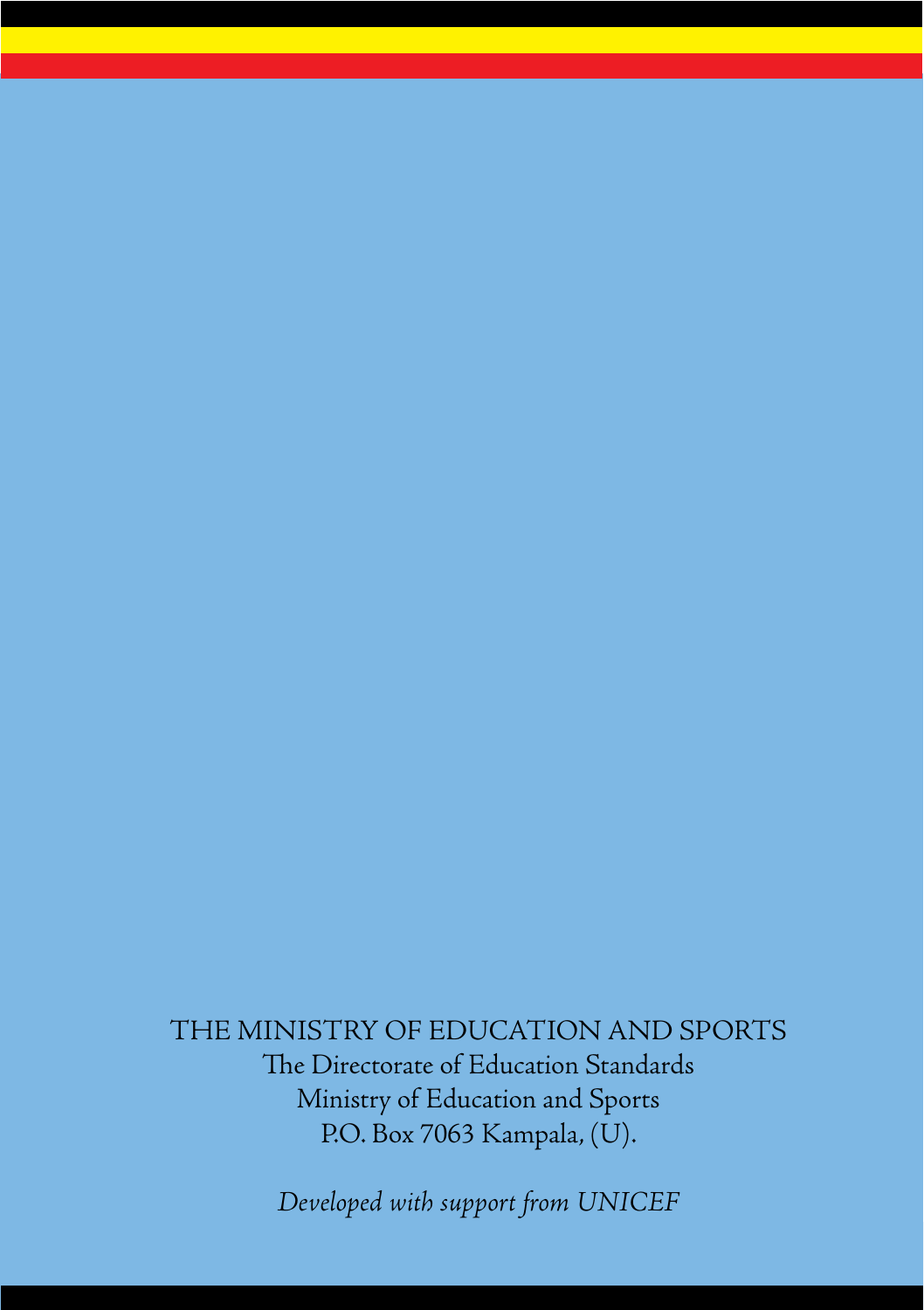THE MINISTRY OF EDUCATION AND SPORTS
The Directorate of Education Standards
Ministry of Education and Sports
P.O. Box 7063 Kampala, (U).

*Developed with support from UNICEF*